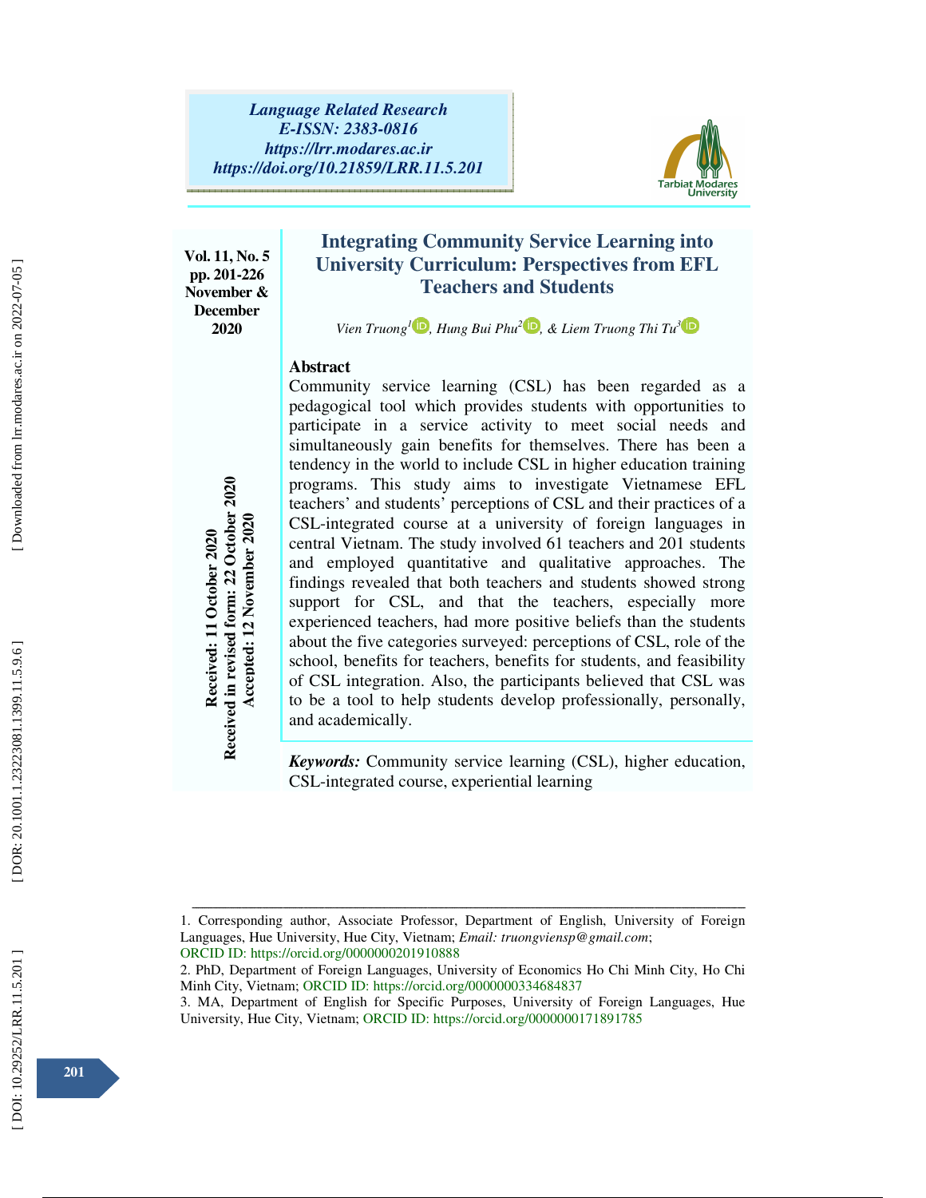# Integrating Community Service Learning into University Curriculum: Perspectives from EFL Teachers and Students

*Vien Truong*[1], *Hung Bui Phu*[2], *& Liem Truong Thi Tu*[3]

Received: 11 October 2020
Received in revised form: 22 October 2020
Accepted: 12 November 2020

## Abstract

Community service learning (CSL) has been regarded as a pedagogical tool which provides students with opportunities to participate in a service activity to meet social needs and simultaneously gain benefits for themselves. There has been a tendency in the world to include CSL in higher education training programs. This study aims to investigate Vietnamese EFL teachers' and students' perceptions of CSL and their practices of a CSL-integrated course at a university of foreign languages in central Vietnam. The study involved 61 teachers and 201 students and employed quantitative and qualitative approaches. The findings revealed that both teachers and students showed strong support for CSL, and that the teachers, especially more experienced teachers, had more positive beliefs than the students about the five categories surveyed: perceptions of CSL, role of the school, benefits for teachers, benefits for students, and feasibility of CSL integration. Also, the participants believed that CSL was to be a tool to help students develop professionally, personally, and academically.

***Keywords:*** Community service learning (CSL), higher education, CSL-integrated course, experiential learning

---

1. Corresponding author, Associate Professor, Department of English, University of Foreign Languages, Hue University, Hue City, Vietnam; *Email: truongviensp@gmail.com*; ORCID ID: https://orcid.org/0000000201910888
2. PhD, Department of Foreign Languages, University of Economics Ho Chi Minh City, Ho Chi Minh City, Vietnam; ORCID ID: https://orcid.org/0000000334684837
3. MA, Department of English for Specific Purposes, University of Foreign Languages, Hue University, Hue City, Vietnam; ORCID ID: https://orcid.org/0000000171891785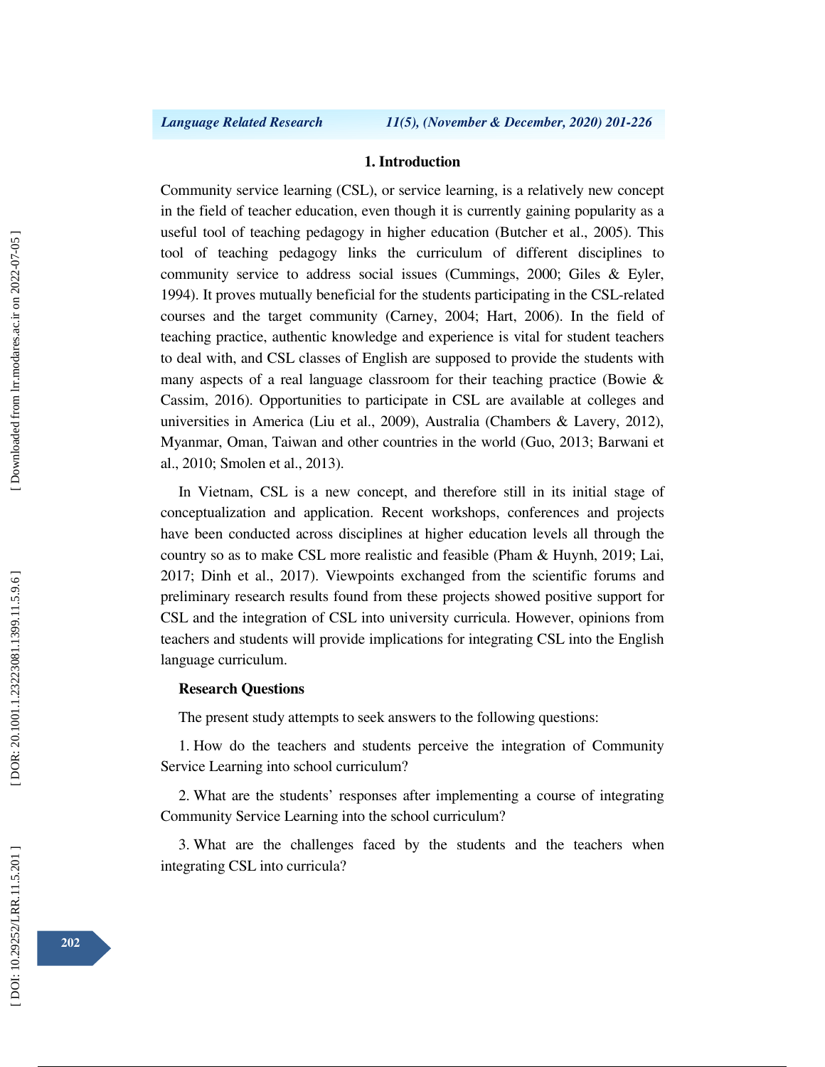## 1. Introduction

Community service learning (CSL), or service learning, is a relatively new concept in the field of teacher education, even though it is currently gaining popularity as a useful tool of teaching pedagogy in higher education (Butcher et al., 2005). This tool of teaching pedagogy links the curriculum of different disciplines to community service to address social issues (Cummings, 2000; Giles & Eyler, 1994). It proves mutually beneficial for the students participating in the CSL-related courses and the target community (Carney, 2004; Hart, 2006). In the field of teaching practice, authentic knowledge and experience is vital for student teachers to deal with, and CSL classes of English are supposed to provide the students with many aspects of a real language classroom for their teaching practice (Bowie & Cassim, 2016). Opportunities to participate in CSL are available at colleges and universities in America (Liu et al., 2009), Australia (Chambers & Lavery, 2012), Myanmar, Oman, Taiwan and other countries in the world (Guo, 2013; Barwani et al., 2010; Smolen et al., 2013).

In Vietnam, CSL is a new concept, and therefore still in its initial stage of conceptualization and application. Recent workshops, conferences and projects have been conducted across disciplines at higher education levels all through the country so as to make CSL more realistic and feasible (Pham & Huynh, 2019; Lai, 2017; Dinh et al., 2017). Viewpoints exchanged from the scientific forums and preliminary research results found from these projects showed positive support for CSL and the integration of CSL into university curricula. However, opinions from teachers and students will provide implications for integrating CSL into the English language curriculum.

### Research Questions

The present study attempts to seek answers to the following questions:

1. How do the teachers and students perceive the integration of Community Service Learning into school curriculum?

2. What are the students' responses after implementing a course of integrating Community Service Learning into the school curriculum?

3. What are the challenges faced by the students and the teachers when integrating CSL into curricula?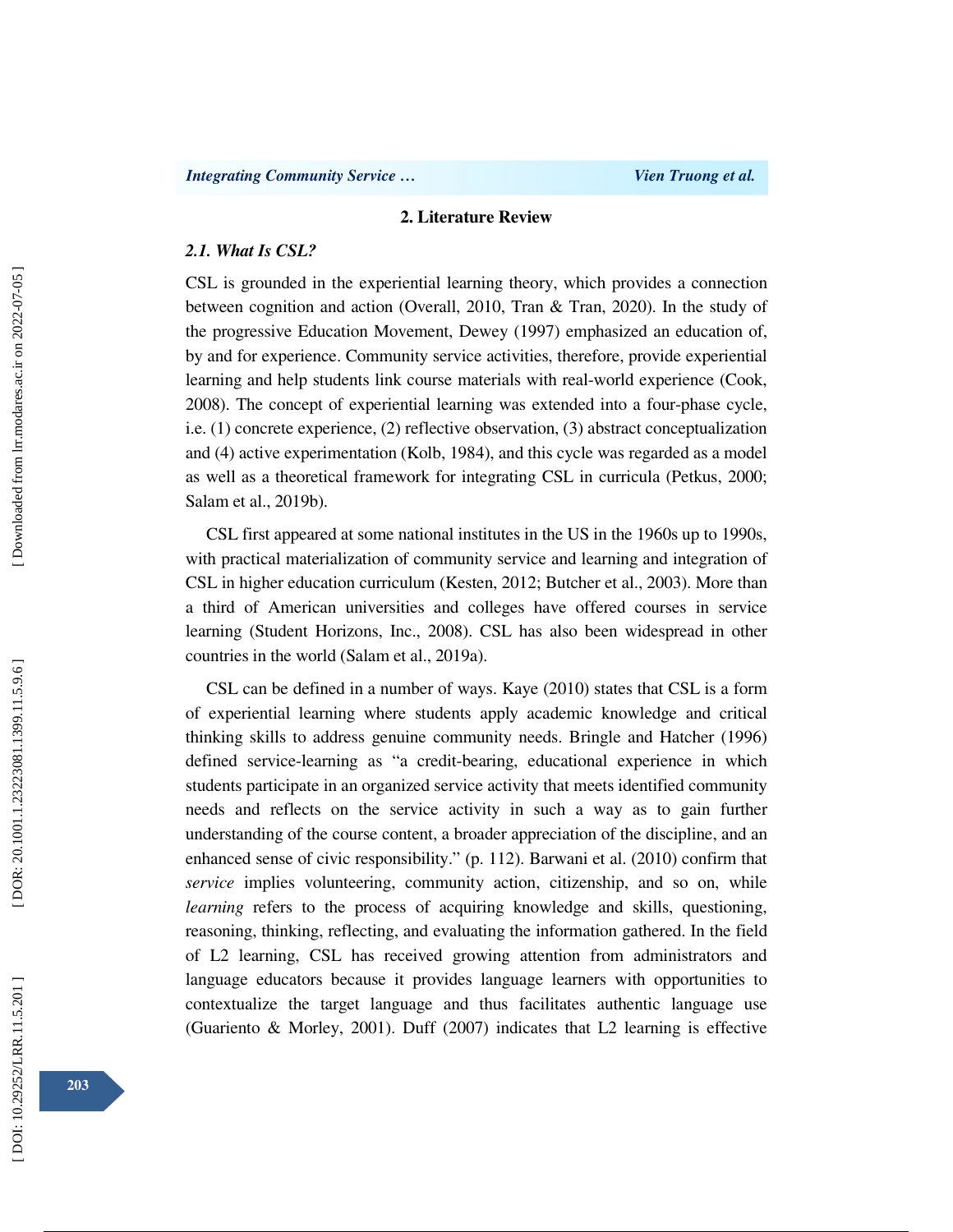## 2. Literature Review

### *2.1. What Is CSL?*

CSL is grounded in the experiential learning theory, which provides a connection between cognition and action (Overall, 2010, Tran & Tran, 2020). In the study of the progressive Education Movement, Dewey (1997) emphasized an education of, by and for experience. Community service activities, therefore, provide experiential learning and help students link course materials with real-world experience (Cook, 2008). The concept of experiential learning was extended into a four-phase cycle, i.e. (1) concrete experience, (2) reflective observation, (3) abstract conceptualization and (4) active experimentation (Kolb, 1984), and this cycle was regarded as a model as well as a theoretical framework for integrating CSL in curricula (Petkus, 2000; Salam et al., 2019b).

CSL first appeared at some national institutes in the US in the 1960s up to 1990s, with practical materialization of community service and learning and integration of CSL in higher education curriculum (Kesten, 2012; Butcher et al., 2003). More than a third of American universities and colleges have offered courses in service learning (Student Horizons, Inc., 2008). CSL has also been widespread in other countries in the world (Salam et al., 2019a).

CSL can be defined in a number of ways. Kaye (2010) states that CSL is a form of experiential learning where students apply academic knowledge and critical thinking skills to address genuine community needs. Bringle and Hatcher (1996) defined service-learning as "a credit-bearing, educational experience in which students participate in an organized service activity that meets identified community needs and reflects on the service activity in such a way as to gain further understanding of the course content, a broader appreciation of the discipline, and an enhanced sense of civic responsibility." (p. 112). Barwani et al. (2010) confirm that *service* implies volunteering, community action, citizenship, and so on, while *learning* refers to the process of acquiring knowledge and skills, questioning, reasoning, thinking, reflecting, and evaluating the information gathered. In the field of L2 learning, CSL has received growing attention from administrators and language educators because it provides language learners with opportunities to contextualize the target language and thus facilitates authentic language use (Guariento & Morley, 2001). Duff (2007) indicates that L2 learning is effective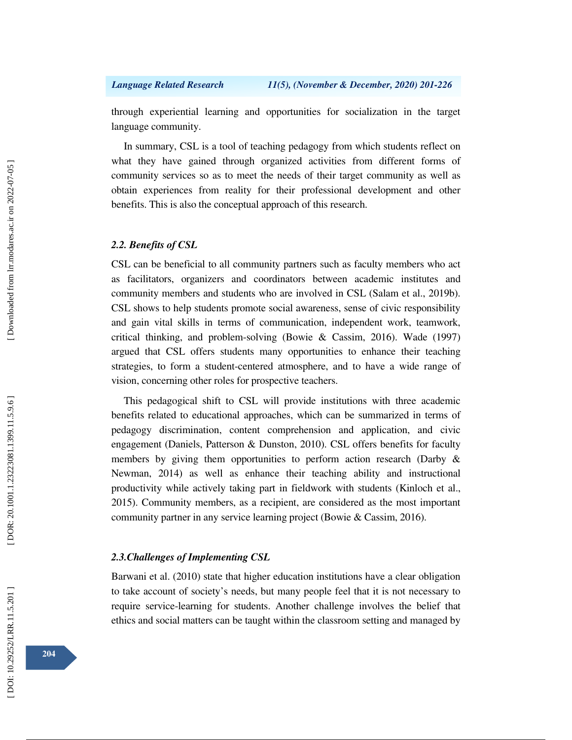through experiential learning and opportunities for socialization in the target language community.

In summary, CSL is a tool of teaching pedagogy from which students reflect on what they have gained through organized activities from different forms of community services so as to meet the needs of their target community as well as obtain experiences from reality for their professional development and other benefits. This is also the conceptual approach of this research.

### 2.2. Benefits of CSL

CSL can be beneficial to all community partners such as faculty members who act as facilitators, organizers and coordinators between academic institutes and community members and students who are involved in CSL (Salam et al., 2019b). CSL shows to help students promote social awareness, sense of civic responsibility and gain vital skills in terms of communication, independent work, teamwork, critical thinking, and problem-solving (Bowie & Cassim, 2016). Wade (1997) argued that CSL offers students many opportunities to enhance their teaching strategies, to form a student-centered atmosphere, and to have a wide range of vision, concerning other roles for prospective teachers.

This pedagogical shift to CSL will provide institutions with three academic benefits related to educational approaches, which can be summarized in terms of pedagogy discrimination, content comprehension and application, and civic engagement (Daniels, Patterson & Dunston, 2010). CSL offers benefits for faculty members by giving them opportunities to perform action research (Darby & Newman, 2014) as well as enhance their teaching ability and instructional productivity while actively taking part in fieldwork with students (Kinloch et al., 2015). Community members, as a recipient, are considered as the most important community partner in any service learning project (Bowie & Cassim, 2016).

### 2.3. Challenges of Implementing CSL

Barwani et al. (2010) state that higher education institutions have a clear obligation to take account of society's needs, but many people feel that it is not necessary to require service-learning for students. Another challenge involves the belief that ethics and social matters can be taught within the classroom setting and managed by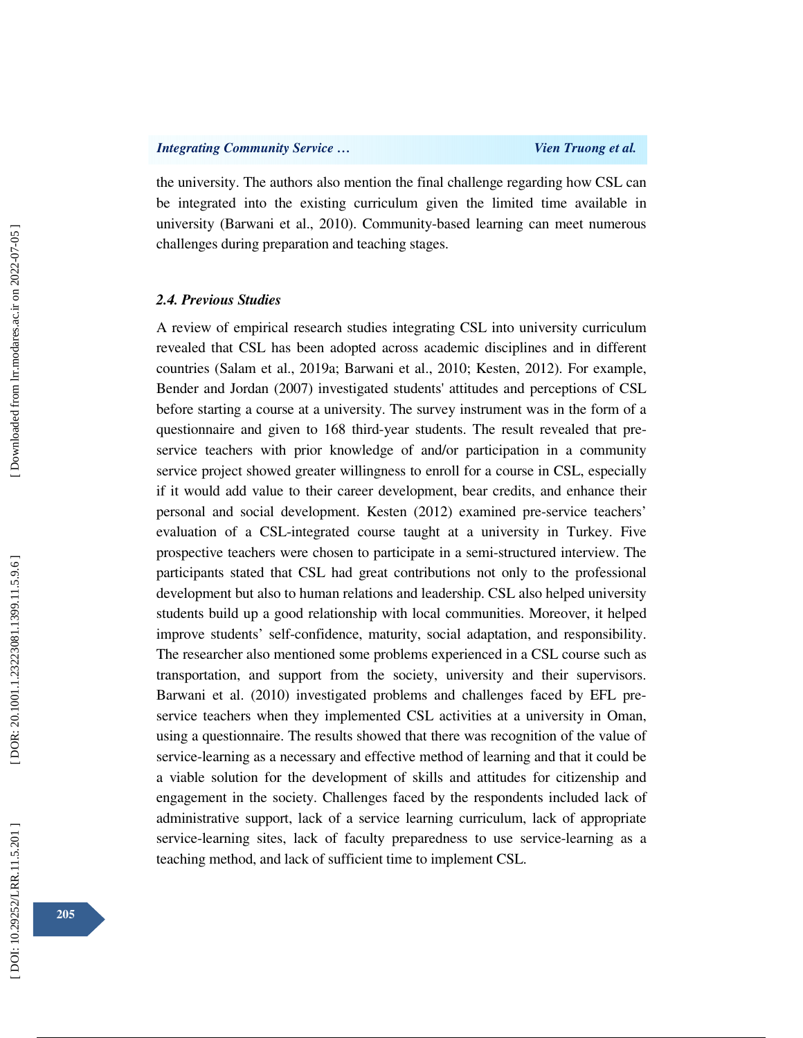the university. The authors also mention the final challenge regarding how CSL can be integrated into the existing curriculum given the limited time available in university (Barwani et al., 2010). Community-based learning can meet numerous challenges during preparation and teaching stages.

### *2.4. Previous Studies*

A review of empirical research studies integrating CSL into university curriculum revealed that CSL has been adopted across academic disciplines and in different countries (Salam et al., 2019a; Barwani et al., 2010; Kesten, 2012). For example, Bender and Jordan (2007) investigated students' attitudes and perceptions of CSL before starting a course at a university. The survey instrument was in the form of a questionnaire and given to 168 third-year students. The result revealed that pre-service teachers with prior knowledge of and/or participation in a community service project showed greater willingness to enroll for a course in CSL, especially if it would add value to their career development, bear credits, and enhance their personal and social development. Kesten (2012) examined pre-service teachers' evaluation of a CSL-integrated course taught at a university in Turkey. Five prospective teachers were chosen to participate in a semi-structured interview. The participants stated that CSL had great contributions not only to the professional development but also to human relations and leadership. CSL also helped university students build up a good relationship with local communities. Moreover, it helped improve students' self-confidence, maturity, social adaptation, and responsibility. The researcher also mentioned some problems experienced in a CSL course such as transportation, and support from the society, university and their supervisors. Barwani et al. (2010) investigated problems and challenges faced by EFL pre-service teachers when they implemented CSL activities at a university in Oman, using a questionnaire. The results showed that there was recognition of the value of service-learning as a necessary and effective method of learning and that it could be a viable solution for the development of skills and attitudes for citizenship and engagement in the society. Challenges faced by the respondents included lack of administrative support, lack of a service learning curriculum, lack of appropriate service-learning sites, lack of faculty preparedness to use service-learning as a teaching method, and lack of sufficient time to implement CSL.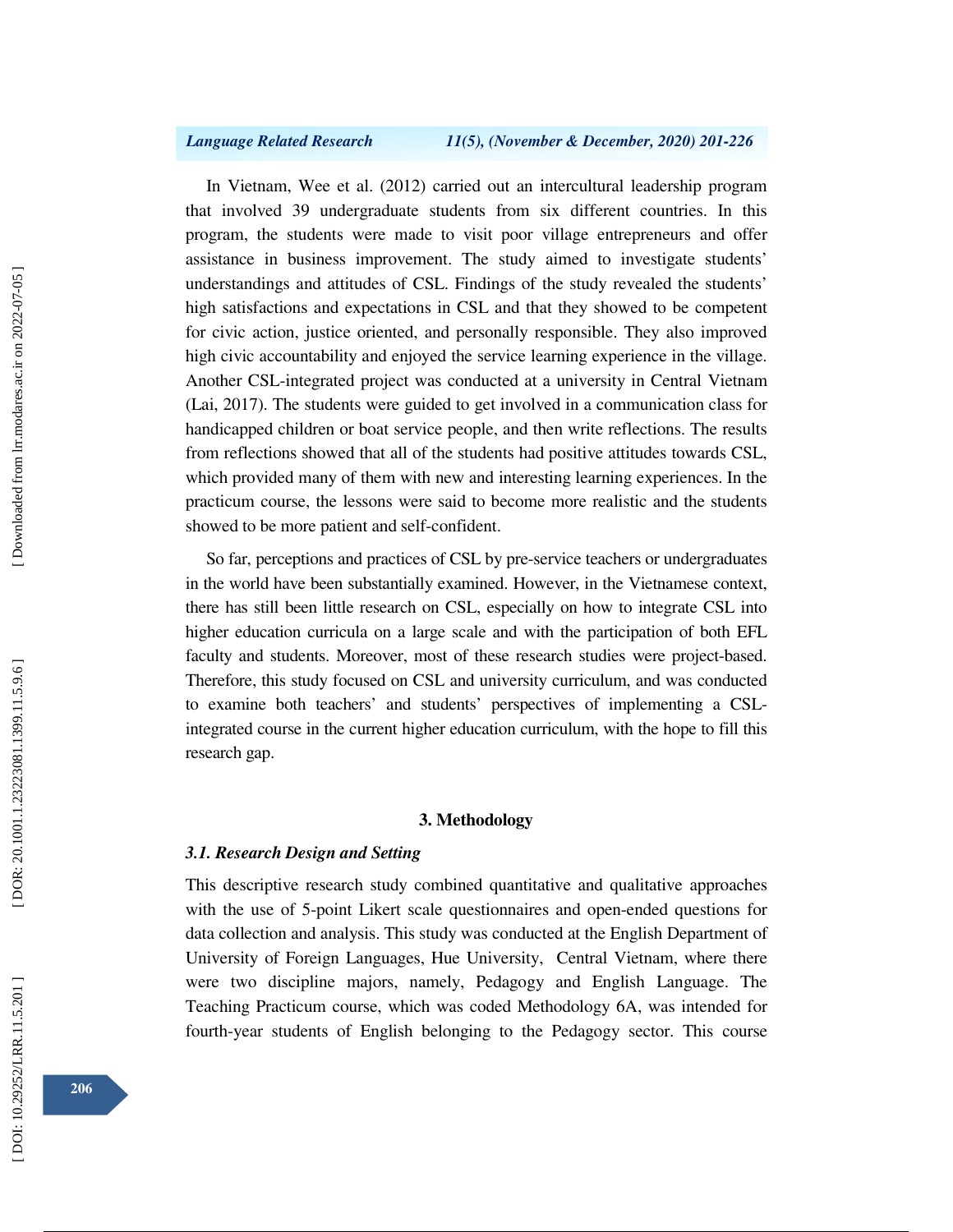In Vietnam, Wee et al. (2012) carried out an intercultural leadership program that involved 39 undergraduate students from six different countries. In this program, the students were made to visit poor village entrepreneurs and offer assistance in business improvement. The study aimed to investigate students' understandings and attitudes of CSL. Findings of the study revealed the students' high satisfactions and expectations in CSL and that they showed to be competent for civic action, justice oriented, and personally responsible. They also improved high civic accountability and enjoyed the service learning experience in the village. Another CSL-integrated project was conducted at a university in Central Vietnam (Lai, 2017). The students were guided to get involved in a communication class for handicapped children or boat service people, and then write reflections. The results from reflections showed that all of the students had positive attitudes towards CSL, which provided many of them with new and interesting learning experiences. In the practicum course, the lessons were said to become more realistic and the students showed to be more patient and self-confident.

So far, perceptions and practices of CSL by pre-service teachers or undergraduates in the world have been substantially examined. However, in the Vietnamese context, there has still been little research on CSL, especially on how to integrate CSL into higher education curricula on a large scale and with the participation of both EFL faculty and students. Moreover, most of these research studies were project-based. Therefore, this study focused on CSL and university curriculum, and was conducted to examine both teachers' and students' perspectives of implementing a CSL-integrated course in the current higher education curriculum, with the hope to fill this research gap.

## 3. Methodology

### *3.1. Research Design and Setting*

This descriptive research study combined quantitative and qualitative approaches with the use of 5-point Likert scale questionnaires and open-ended questions for data collection and analysis. This study was conducted at the English Department of University of Foreign Languages, Hue University, Central Vietnam, where there were two discipline majors, namely, Pedagogy and English Language. The Teaching Practicum course, which was coded Methodology 6A, was intended for fourth-year students of English belonging to the Pedagogy sector. This course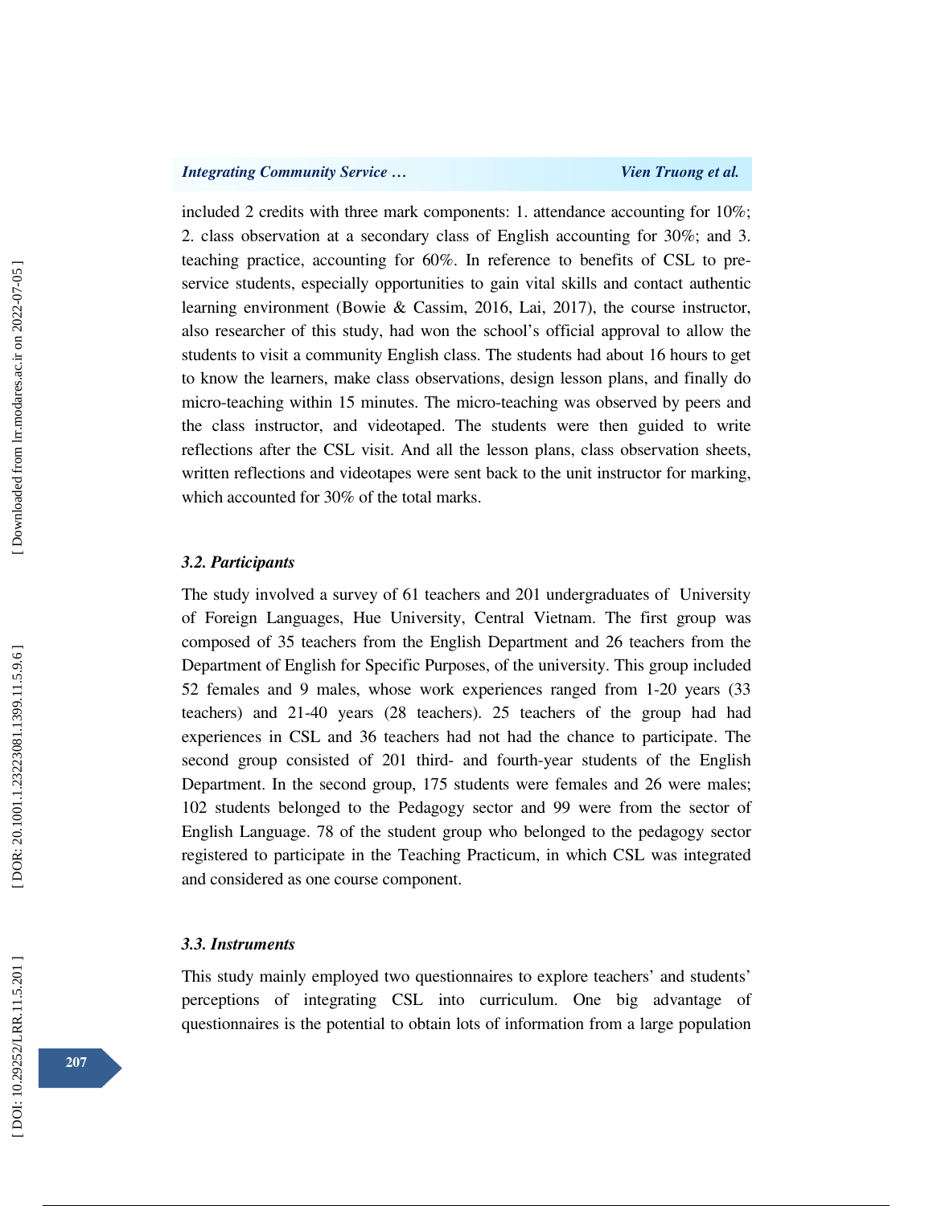included 2 credits with three mark components: 1. attendance accounting for 10%; 2. class observation at a secondary class of English accounting for 30%; and 3. teaching practice, accounting for 60%. In reference to benefits of CSL to pre-service students, especially opportunities to gain vital skills and contact authentic learning environment (Bowie & Cassim, 2016, Lai, 2017), the course instructor, also researcher of this study, had won the school's official approval to allow the students to visit a community English class. The students had about 16 hours to get to know the learners, make class observations, design lesson plans, and finally do micro-teaching within 15 minutes. The micro-teaching was observed by peers and the class instructor, and videotaped. The students were then guided to write reflections after the CSL visit. And all the lesson plans, class observation sheets, written reflections and videotapes were sent back to the unit instructor for marking, which accounted for 30% of the total marks.

### 3.2. Participants

The study involved a survey of 61 teachers and 201 undergraduates of University of Foreign Languages, Hue University, Central Vietnam. The first group was composed of 35 teachers from the English Department and 26 teachers from the Department of English for Specific Purposes, of the university. This group included 52 females and 9 males, whose work experiences ranged from 1-20 years (33 teachers) and 21-40 years (28 teachers). 25 teachers of the group had had experiences in CSL and 36 teachers had not had the chance to participate. The second group consisted of 201 third- and fourth-year students of the English Department. In the second group, 175 students were females and 26 were males; 102 students belonged to the Pedagogy sector and 99 were from the sector of English Language. 78 of the student group who belonged to the pedagogy sector registered to participate in the Teaching Practicum, in which CSL was integrated and considered as one course component.

### 3.3. Instruments

This study mainly employed two questionnaires to explore teachers' and students' perceptions of integrating CSL into curriculum. One big advantage of questionnaires is the potential to obtain lots of information from a large population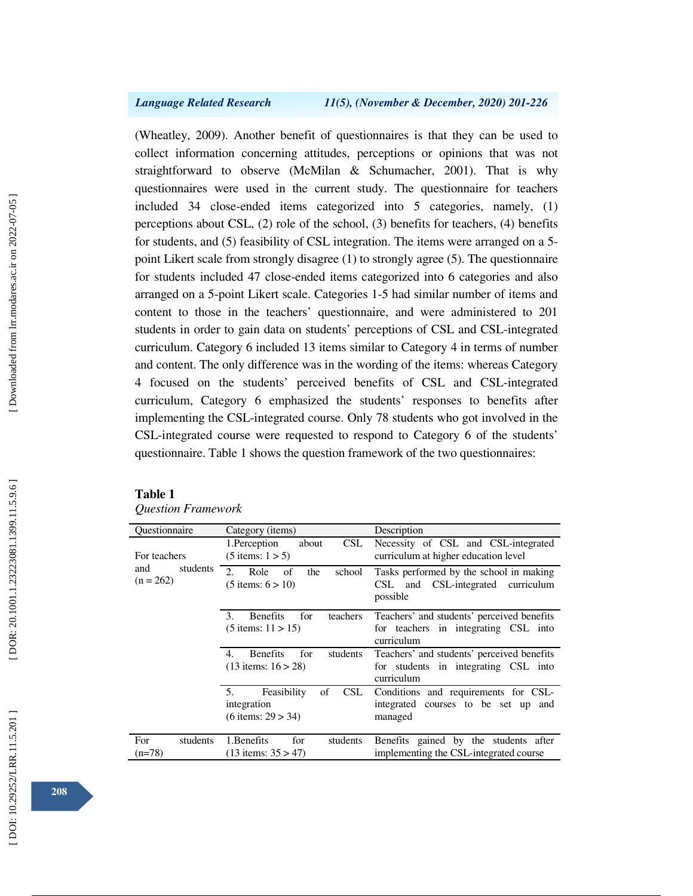(Wheatley, 2009). Another benefit of questionnaires is that they can be used to collect information concerning attitudes, perceptions or opinions that was not straightforward to observe (McMilan & Schumacher, 2001). That is why questionnaires were used in the current study. The questionnaire for teachers included 34 close-ended items categorized into 5 categories, namely, (1) perceptions about CSL, (2) role of the school, (3) benefits for teachers, (4) benefits for students, and (5) feasibility of CSL integration. The items were arranged on a 5-point Likert scale from strongly disagree (1) to strongly agree (5). The questionnaire for students included 47 close-ended items categorized into 6 categories and also arranged on a 5-point Likert scale. Categories 1-5 had similar number of items and content to those in the teachers' questionnaire, and were administered to 201 students in order to gain data on students' perceptions of CSL and CSL-integrated curriculum. Category 6 included 13 items similar to Category 4 in terms of number and content. The only difference was in the wording of the items: whereas Category 4 focused on the students' perceived benefits of CSL and CSL-integrated curriculum, Category 6 emphasized the students' responses to benefits after implementing the CSL-integrated course. Only 78 students who got involved in the CSL-integrated course were requested to respond to Category 6 of the students' questionnaire. Table 1 shows the question framework of the two questionnaires:

**Table 1**
*Question Framework*

| Questionnaire | Category (items) | Description |
|---|---|---|
| For teachers and students (n = 262) | 1.Perception about CSL (5 items: 1 > 5) | Necessity of CSL and CSL-integrated curriculum at higher education level |
| | 2. Role of the school (5 items: 6 > 10) | Tasks performed by the school in making CSL and CSL-integrated curriculum possible |
| | 3. Benefits for teachers (5 items: 11 > 15) | Teachers' and students' perceived benefits for teachers in integrating CSL into curriculum |
| | 4. Benefits for students (13 items: 16 > 28) | Teachers' and students' perceived benefits for students in integrating CSL into curriculum |
| | 5. Feasibility of CSL integration (6 items: 29 > 34) | Conditions and requirements for CSL-integrated courses to be set up and managed |
| For students (n=78) | 1.Benefits for students (13 items: 35 > 47) | Benefits gained by the students after implementing the CSL-integrated course |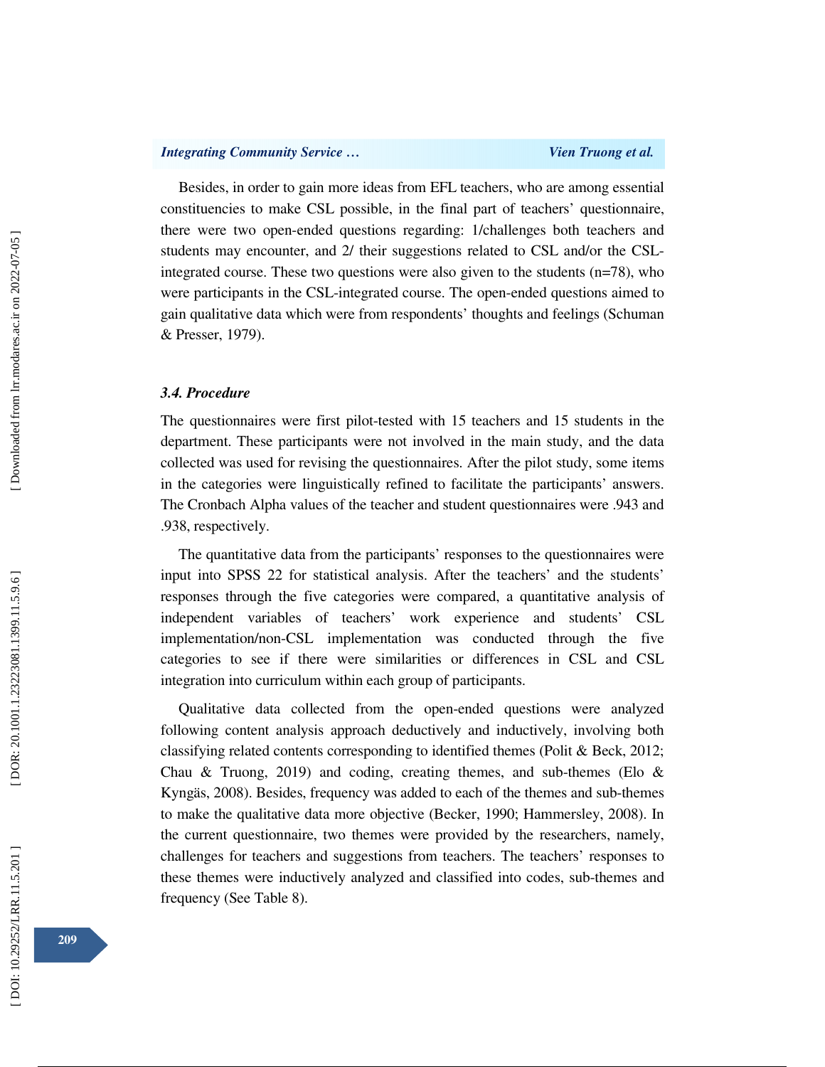Besides, in order to gain more ideas from EFL teachers, who are among essential constituencies to make CSL possible, in the final part of teachers' questionnaire, there were two open-ended questions regarding: 1/challenges both teachers and students may encounter, and 2/ their suggestions related to CSL and/or the CSL-integrated course. These two questions were also given to the students (n=78), who were participants in the CSL-integrated course. The open-ended questions aimed to gain qualitative data which were from respondents' thoughts and feelings (Schuman & Presser, 1979).

### *3.4. Procedure*

The questionnaires were first pilot-tested with 15 teachers and 15 students in the department. These participants were not involved in the main study, and the data collected was used for revising the questionnaires. After the pilot study, some items in the categories were linguistically refined to facilitate the participants' answers. The Cronbach Alpha values of the teacher and student questionnaires were .943 and .938, respectively.

The quantitative data from the participants' responses to the questionnaires were input into SPSS 22 for statistical analysis. After the teachers' and the students' responses through the five categories were compared, a quantitative analysis of independent variables of teachers' work experience and students' CSL implementation/non-CSL implementation was conducted through the five categories to see if there were similarities or differences in CSL and CSL integration into curriculum within each group of participants.

Qualitative data collected from the open-ended questions were analyzed following content analysis approach deductively and inductively, involving both classifying related contents corresponding to identified themes (Polit & Beck, 2012; Chau & Truong, 2019) and coding, creating themes, and sub-themes (Elo & Kyngäs, 2008). Besides, frequency was added to each of the themes and sub-themes to make the qualitative data more objective (Becker, 1990; Hammersley, 2008). In the current questionnaire, two themes were provided by the researchers, namely, challenges for teachers and suggestions from teachers. The teachers' responses to these themes were inductively analyzed and classified into codes, sub-themes and frequency (See Table 8).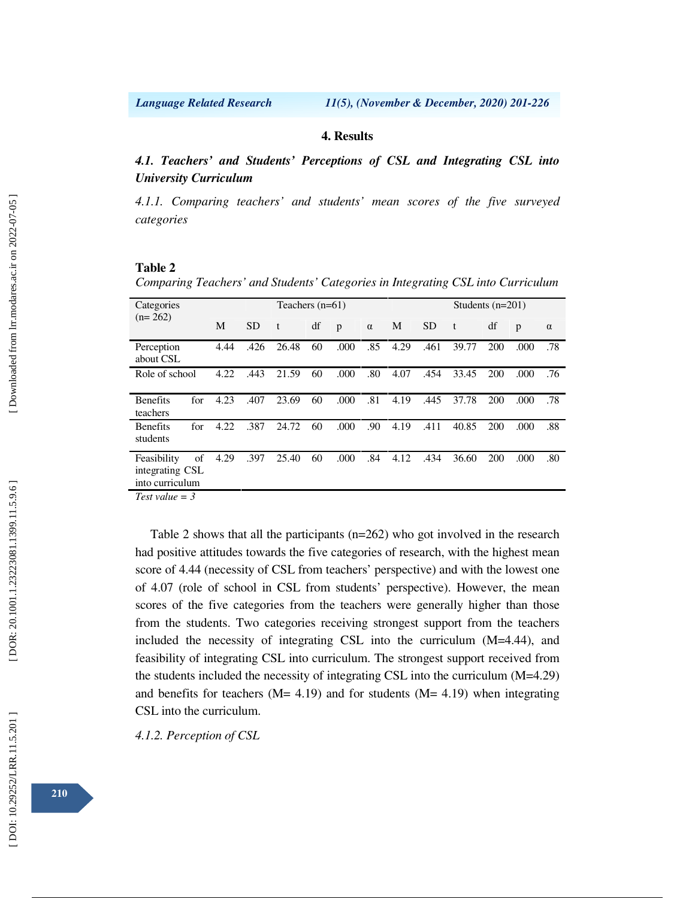## 4. Results

### *4.1. Teachers' and Students' Perceptions of CSL and Integrating CSL into University Curriculum*

*4.1.1. Comparing teachers' and students' mean scores of the five surveyed categories*

**Table 2**

*Comparing Teachers' and Students' Categories in Integrating CSL into Curriculum*

| Categories (n= 262) | Teachers (n=61) | | | | | | Students (n=201) | | | | | |
|---|---|---|---|---|---|---|---|---|---|---|---|---|
| | M | SD | t | df | p | α | M | SD | t | df | p | α |
| Perception about CSL | 4.44 | .426 | 26.48 | 60 | .000 | .85 | 4.29 | .461 | 39.77 | 200 | .000 | .78 |
| Role of school | 4.22 | .443 | 21.59 | 60 | .000 | .80 | 4.07 | .454 | 33.45 | 200 | .000 | .76 |
| Benefits for teachers | 4.23 | .407 | 23.69 | 60 | .000 | .81 | 4.19 | .445 | 37.78 | 200 | .000 | .78 |
| Benefits for students | 4.22 | .387 | 24.72 | 60 | .000 | .90 | 4.19 | .411 | 40.85 | 200 | .000 | .88 |
| Feasibility of integrating CSL into curriculum | 4.29 | .397 | 25.40 | 60 | .000 | .84 | 4.12 | .434 | 36.60 | 200 | .000 | .80 |

*Test value = 3*

Table 2 shows that all the participants (n=262) who got involved in the research had positive attitudes towards the five categories of research, with the highest mean score of 4.44 (necessity of CSL from teachers' perspective) and with the lowest one of 4.07 (role of school in CSL from students' perspective). However, the mean scores of the five categories from the teachers were generally higher than those from the students. Two categories receiving strongest support from the teachers included the necessity of integrating CSL into the curriculum (M=4.44), and feasibility of integrating CSL into curriculum. The strongest support received from the students included the necessity of integrating CSL into the curriculum (M=4.29) and benefits for teachers (M= 4.19) and for students (M= 4.19) when integrating CSL into the curriculum.

*4.1.2. Perception of CSL*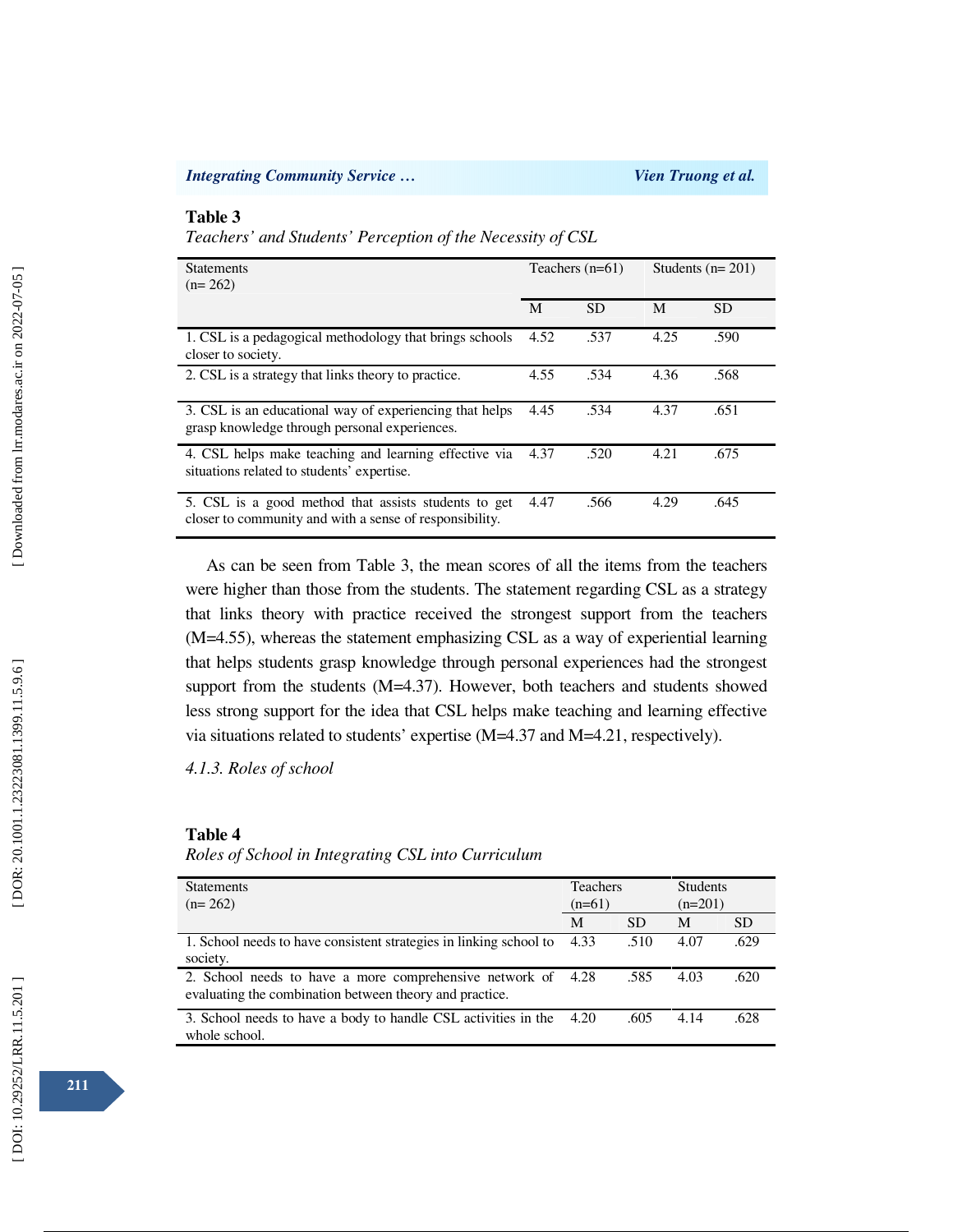**Table 3**

*Teachers' and Students' Perception of the Necessity of CSL*

| Statements (n= 262) | Teachers (n=61) | | Students (n= 201) | |
|---|---|---|---|---|
| | M | SD | M | SD |
| 1. CSL is a pedagogical methodology that brings schools closer to society. | 4.52 | .537 | 4.25 | .590 |
| 2. CSL is a strategy that links theory to practice. | 4.55 | .534 | 4.36 | .568 |
| 3. CSL is an educational way of experiencing that helps grasp knowledge through personal experiences. | 4.45 | .534 | 4.37 | .651 |
| 4. CSL helps make teaching and learning effective via situations related to students' expertise. | 4.37 | .520 | 4.21 | .675 |
| 5. CSL is a good method that assists students to get closer to community and with a sense of responsibility. | 4.47 | .566 | 4.29 | .645 |

As can be seen from Table 3, the mean scores of all the items from the teachers were higher than those from the students. The statement regarding CSL as a strategy that links theory with practice received the strongest support from the teachers (M=4.55), whereas the statement emphasizing CSL as a way of experiential learning that helps students grasp knowledge through personal experiences had the strongest support from the students (M=4.37). However, both teachers and students showed less strong support for the idea that CSL helps make teaching and learning effective via situations related to students' expertise (M=4.37 and M=4.21, respectively).

*4.1.3. Roles of school*

**Table 4**

*Roles of School in Integrating CSL into Curriculum*

| Statements (n= 262) | Teachers (n=61) | | Students (n=201) | |
|---|---|---|---|---|
| | M | SD | M | SD |
| 1. School needs to have consistent strategies in linking school to society. | 4.33 | .510 | 4.07 | .629 |
| 2. School needs to have a more comprehensive network of evaluating the combination between theory and practice. | 4.28 | .585 | 4.03 | .620 |
| 3. School needs to have a body to handle CSL activities in the whole school. | 4.20 | .605 | 4.14 | .628 |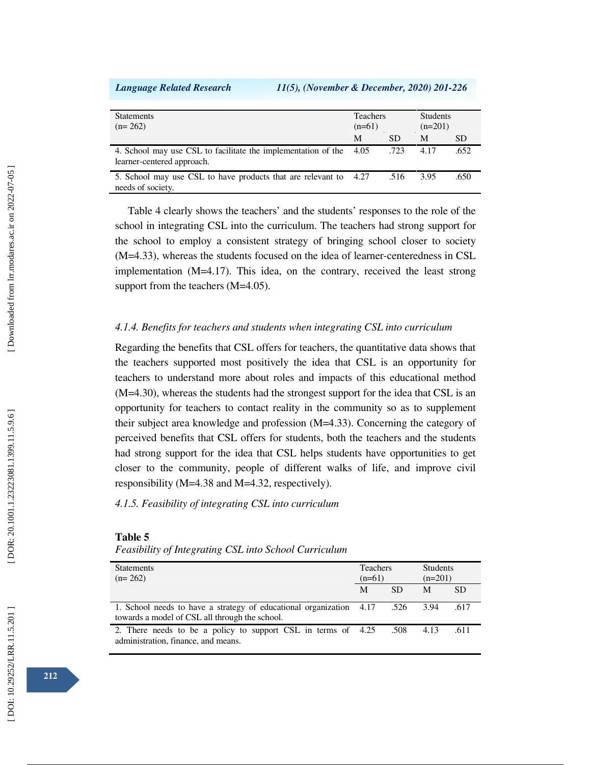| Statements (n= 262) | Teachers (n=61) | | Students (n=201) | |
|---|---|---|---|---|
| | M | SD | M | SD |
| 4. School may use CSL to facilitate the implementation of the learner-centered approach. | 4.05 | .723 | 4.17 | .652 |
| 5. School may use CSL to have products that are relevant to needs of society. | 4.27 | .516 | 3.95 | .650 |

Table 4 clearly shows the teachers' and the students' responses to the role of the school in integrating CSL into the curriculum. The teachers had strong support for the school to employ a consistent strategy of bringing school closer to society (M=4.33), whereas the students focused on the idea of learner-centeredness in CSL implementation (M=4.17). This idea, on the contrary, received the least strong support from the teachers (M=4.05).

#### *4.1.4. Benefits for teachers and students when integrating CSL into curriculum*

Regarding the benefits that CSL offers for teachers, the quantitative data shows that the teachers supported most positively the idea that CSL is an opportunity for teachers to understand more about roles and impacts of this educational method (M=4.30), whereas the students had the strongest support for the idea that CSL is an opportunity for teachers to contact reality in the community so as to supplement their subject area knowledge and profession (M=4.33). Concerning the category of perceived benefits that CSL offers for students, both the teachers and the students had strong support for the idea that CSL helps students have opportunities to get closer to the community, people of different walks of life, and improve civil responsibility (M=4.38 and M=4.32, respectively).

#### *4.1.5. Feasibility of integrating CSL into curriculum*

**Table 5**

*Feasibility of Integrating CSL into School Curriculum*

| Statements (n= 262) | Teachers (n=61) | | Students (n=201) | |
|---|---|---|---|---|
| | M | SD | M | SD |
| 1. School needs to have a strategy of educational organization towards a model of CSL all through the school. | 4.17 | .526 | 3.94 | .617 |
| 2. There needs to be a policy to support CSL in terms of administration, finance, and means. | 4.25 | .508 | 4.13 | .611 |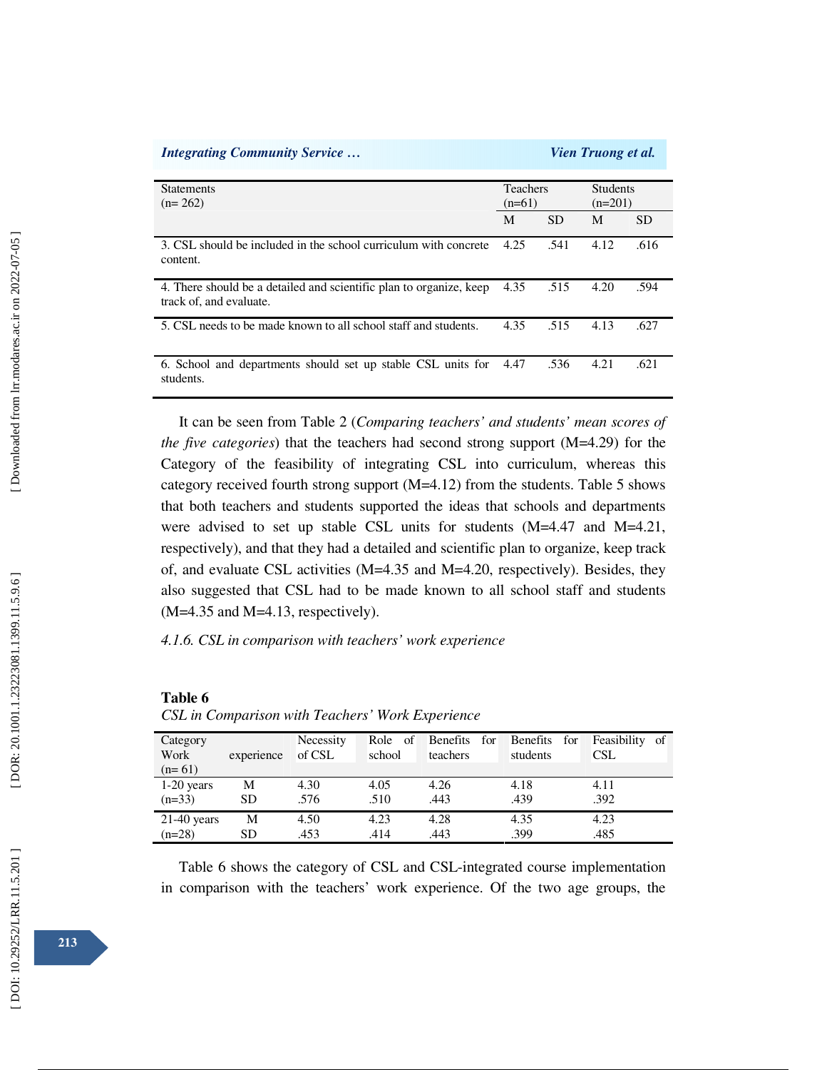| Statements (n= 262) | Teachers (n=61) | | Students (n=201) | |
|---|---|---|---|---|
| | M | SD | M | SD |
| 3. CSL should be included in the school curriculum with concrete content. | 4.25 | .541 | 4.12 | .616 |
| 4. There should be a detailed and scientific plan to organize, keep track of, and evaluate. | 4.35 | .515 | 4.20 | .594 |
| 5. CSL needs to be made known to all school staff and students. | 4.35 | .515 | 4.13 | .627 |
| 6. School and departments should set up stable CSL units for students. | 4.47 | .536 | 4.21 | .621 |

It can be seen from Table 2 (*Comparing teachers' and students' mean scores of the five categories*) that the teachers had second strong support (M=4.29) for the Category of the feasibility of integrating CSL into curriculum, whereas this category received fourth strong support (M=4.12) from the students. Table 5 shows that both teachers and students supported the ideas that schools and departments were advised to set up stable CSL units for students (M=4.47 and M=4.21, respectively), and that they had a detailed and scientific plan to organize, keep track of, and evaluate CSL activities (M=4.35 and M=4.20, respectively). Besides, they also suggested that CSL had to be made known to all school staff and students (M=4.35 and M=4.13, respectively).

*4.1.6. CSL in comparison with teachers' work experience*

**Table 6**
*CSL in Comparison with Teachers' Work Experience*

| Category Work experience (n= 61) | | Necessity of CSL | Role of school | Benefits for teachers | Benefits for students | Feasibility of CSL |
|---|---|---|---|---|---|---|
| 1-20 years (n=33) | M | 4.30 | 4.05 | 4.26 | 4.18 | 4.11 |
| | SD | .576 | .510 | .443 | .439 | .392 |
| 21-40 years (n=28) | M | 4.50 | 4.23 | 4.28 | 4.35 | 4.23 |
| | SD | .453 | .414 | .443 | .399 | .485 |

Table 6 shows the category of CSL and CSL-integrated course implementation in comparison with the teachers' work experience. Of the two age groups, the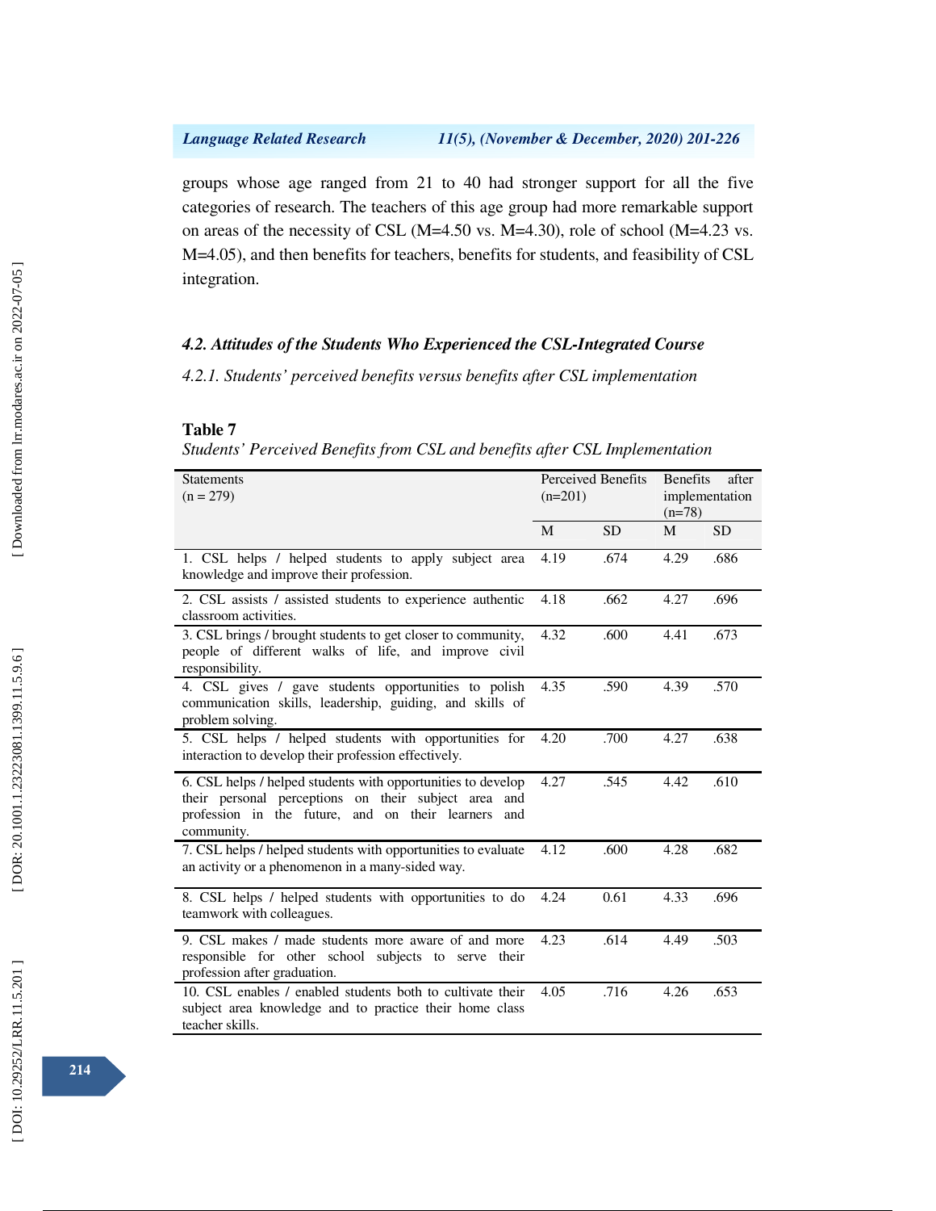groups whose age ranged from 21 to 40 had stronger support for all the five categories of research. The teachers of this age group had more remarkable support on areas of the necessity of CSL (M=4.50 vs. M=4.30), role of school (M=4.23 vs. M=4.05), and then benefits for teachers, benefits for students, and feasibility of CSL integration.

### *4.2. Attitudes of the Students Who Experienced the CSL-Integrated Course*

#### *4.2.1. Students' perceived benefits versus benefits after CSL implementation*

**Table 7**

*Students' Perceived Benefits from CSL and benefits after CSL Implementation*

| Statements (n = 279) | Perceived Benefits (n=201) | | Benefits after implementation (n=78) | |
|---|---|---|---|---|
| | M | SD | M | SD |
| 1. CSL helps / helped students to apply subject area knowledge and improve their profession. | 4.19 | .674 | 4.29 | .686 |
| 2. CSL assists / assisted students to experience authentic classroom activities. | 4.18 | .662 | 4.27 | .696 |
| 3. CSL brings / brought students to get closer to community, people of different walks of life, and improve civil responsibility. | 4.32 | .600 | 4.41 | .673 |
| 4. CSL gives / gave students opportunities to polish communication skills, leadership, guiding, and skills of problem solving. | 4.35 | .590 | 4.39 | .570 |
| 5. CSL helps / helped students with opportunities for interaction to develop their profession effectively. | 4.20 | .700 | 4.27 | .638 |
| 6. CSL helps / helped students with opportunities to develop their personal perceptions on their subject area and profession in the future, and on their learners and community. | 4.27 | .545 | 4.42 | .610 |
| 7. CSL helps / helped students with opportunities to evaluate an activity or a phenomenon in a many-sided way. | 4.12 | .600 | 4.28 | .682 |
| 8. CSL helps / helped students with opportunities to do teamwork with colleagues. | 4.24 | 0.61 | 4.33 | .696 |
| 9. CSL makes / made students more aware of and more responsible for other school subjects to serve their profession after graduation. | 4.23 | .614 | 4.49 | .503 |
| 10. CSL enables / enabled students both to cultivate their subject area knowledge and to practice their home class teacher skills. | 4.05 | .716 | 4.26 | .653 |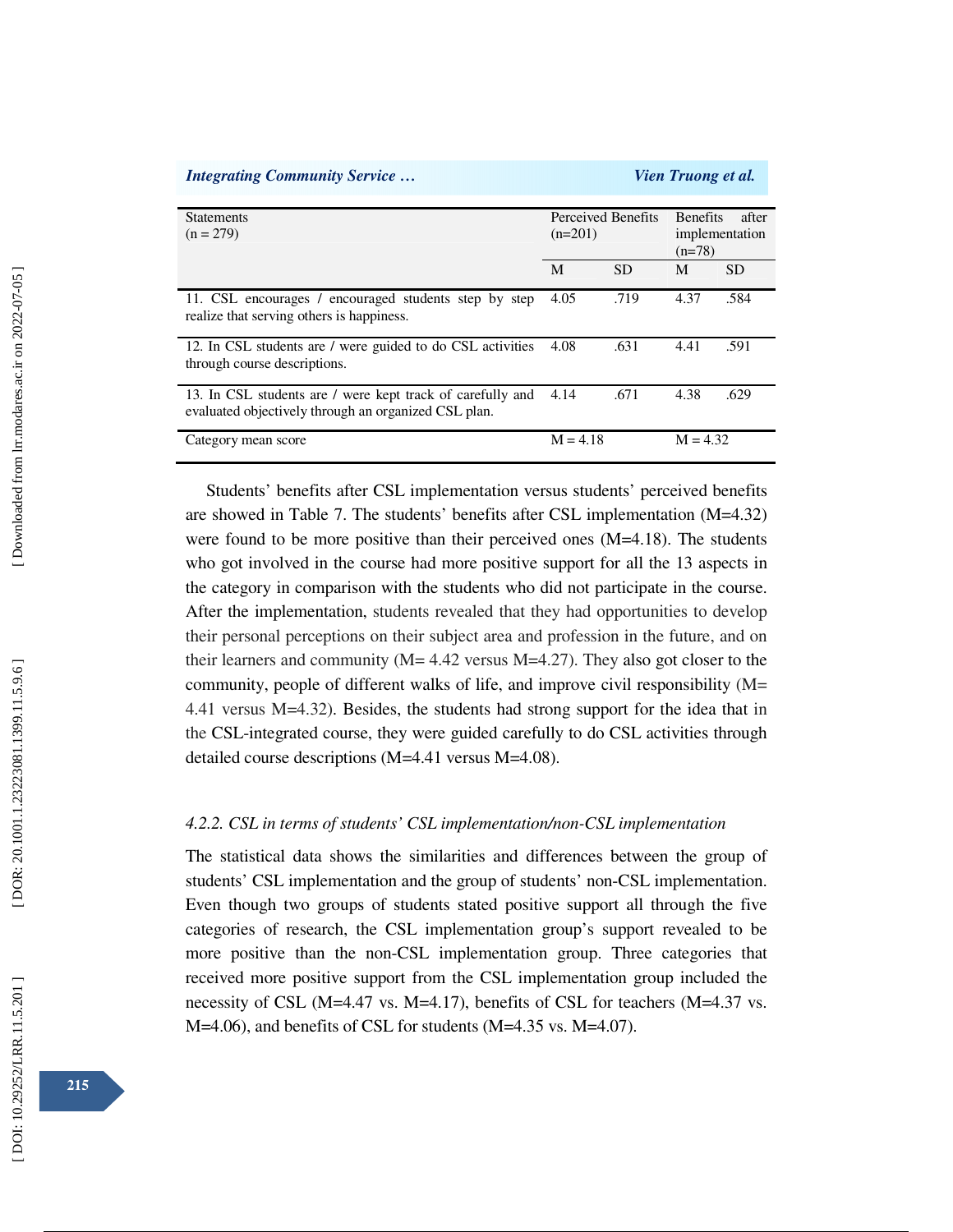| Statements (n = 279) | Perceived Benefits (n=201) | | Benefits after implementation (n=78) | |
|---|---|---|---|---|
| | M | SD | M | SD |
| 11. CSL encourages / encouraged students step by step realize that serving others is happiness. | 4.05 | .719 | 4.37 | .584 |
| 12. In CSL students are / were guided to do CSL activities through course descriptions. | 4.08 | .631 | 4.41 | .591 |
| 13. In CSL students are / were kept track of carefully and evaluated objectively through an organized CSL plan. | 4.14 | .671 | 4.38 | .629 |
| Category mean score | M = 4.18 | | M = 4.32 | |

Students' benefits after CSL implementation versus students' perceived benefits are showed in Table 7. The students' benefits after CSL implementation (M=4.32) were found to be more positive than their perceived ones (M=4.18). The students who got involved in the course had more positive support for all the 13 aspects in the category in comparison with the students who did not participate in the course. After the implementation, students revealed that they had opportunities to develop their personal perceptions on their subject area and profession in the future, and on their learners and community (M= 4.42 versus M=4.27). They also got closer to the community, people of different walks of life, and improve civil responsibility (M= 4.41 versus M=4.32). Besides, the students had strong support for the idea that in the CSL-integrated course, they were guided carefully to do CSL activities through detailed course descriptions (M=4.41 versus M=4.08).

#### *4.2.2. CSL in terms of students' CSL implementation/non-CSL implementation*

The statistical data shows the similarities and differences between the group of students' CSL implementation and the group of students' non-CSL implementation. Even though two groups of students stated positive support all through the five categories of research, the CSL implementation group's support revealed to be more positive than the non-CSL implementation group. Three categories that received more positive support from the CSL implementation group included the necessity of CSL (M=4.47 vs. M=4.17), benefits of CSL for teachers (M=4.37 vs. M=4.06), and benefits of CSL for students (M=4.35 vs. M=4.07).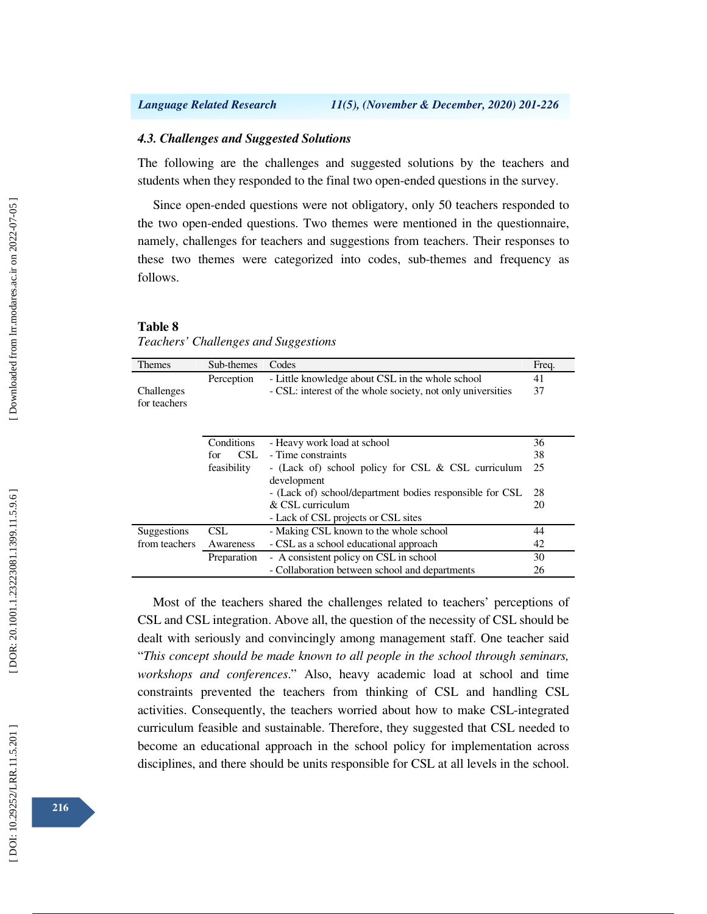### *4.3. Challenges and Suggested Solutions*

The following are the challenges and suggested solutions by the teachers and students when they responded to the final two open-ended questions in the survey.

Since open-ended questions were not obligatory, only 50 teachers responded to the two open-ended questions. Two themes were mentioned in the questionnaire, namely, challenges for teachers and suggestions from teachers. Their responses to these two themes were categorized into codes, sub-themes and frequency as follows.

**Table 8**

*Teachers' Challenges and Suggestions*

| Themes | Sub-themes | Codes | Freq. |
|---|---|---|---|
| Challenges for teachers | Perception | - Little knowledge about CSL in the whole school | 41 |
| | | - CSL: interest of the whole society, not only universities | 37 |
| | Conditions for CSL feasibility | - Heavy work load at school | 36 |
| | | - Time constraints | 38 |
| | | - (Lack of) school policy for CSL & CSL curriculum development | 25 |
| | | - (Lack of) school/department bodies responsible for CSL & CSL curriculum | 28 |
| | | - Lack of CSL projects or CSL sites | 20 |
| Suggestions from teachers | CSL Awareness | - Making CSL known to the whole school | 44 |
| | | - CSL as a school educational approach | 42 |
| | Preparation | - A consistent policy on CSL in school | 30 |
| | | - Collaboration between school and departments | 26 |

Most of the teachers shared the challenges related to teachers' perceptions of CSL and CSL integration. Above all, the question of the necessity of CSL should be dealt with seriously and convincingly among management staff. One teacher said "*This concept should be made known to all people in the school through seminars, workshops and conferences*." Also, heavy academic load at school and time constraints prevented the teachers from thinking of CSL and handling CSL activities. Consequently, the teachers worried about how to make CSL-integrated curriculum feasible and sustainable. Therefore, they suggested that CSL needed to become an educational approach in the school policy for implementation across disciplines, and there should be units responsible for CSL at all levels in the school.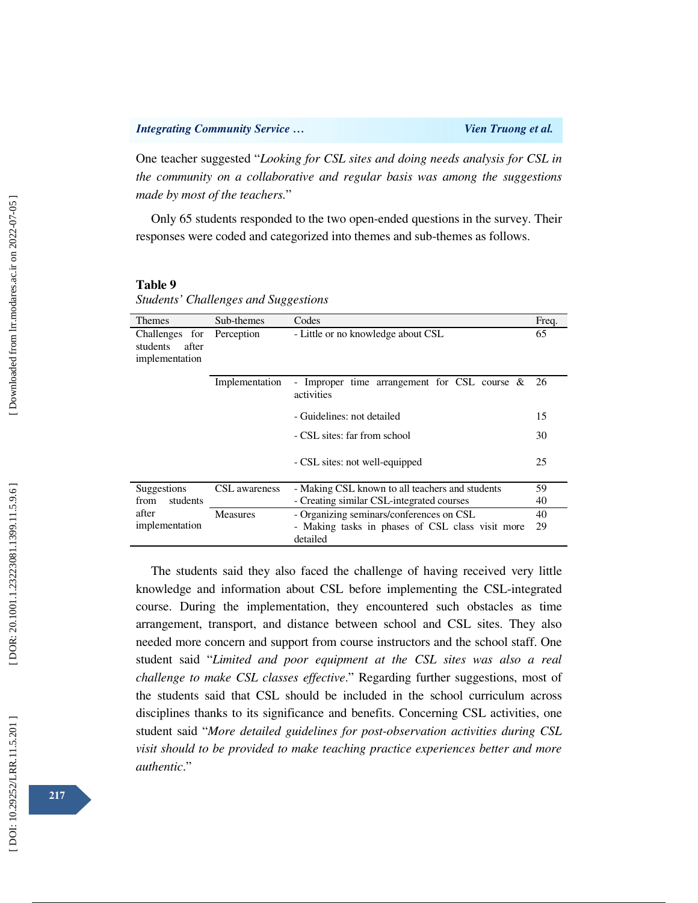One teacher suggested "*Looking for CSL sites and doing needs analysis for CSL in the community on a collaborative and regular basis was among the suggestions made by most of the teachers.*"

Only 65 students responded to the two open-ended questions in the survey. Their responses were coded and categorized into themes and sub-themes as follows.

**Table 9**

*Students' Challenges and Suggestions*

| Themes | Sub-themes | Codes | Freq. |
|---|---|---|---|
| Challenges for students after implementation | Perception | - Little or no knowledge about CSL | 65 |
| | Implementation | - Improper time arrangement for CSL course & activities | 26 |
| | | - Guidelines: not detailed | 15 |
| | | - CSL sites: far from school | 30 |
| | | - CSL sites: not well-equipped | 25 |
| Suggestions from students after implementation | CSL awareness | - Making CSL known to all teachers and students | 59 |
| | | - Creating similar CSL-integrated courses | 40 |
| | Measures | - Organizing seminars/conferences on CSL | 40 |
| | | - Making tasks in phases of CSL class visit more detailed | 29 |

The students said they also faced the challenge of having received very little knowledge and information about CSL before implementing the CSL-integrated course. During the implementation, they encountered such obstacles as time arrangement, transport, and distance between school and CSL sites. They also needed more concern and support from course instructors and the school staff. One student said "*Limited and poor equipment at the CSL sites was also a real challenge to make CSL classes effective*." Regarding further suggestions, most of the students said that CSL should be included in the school curriculum across disciplines thanks to its significance and benefits. Concerning CSL activities, one student said "*More detailed guidelines for post-observation activities during CSL visit should to be provided to make teaching practice experiences better and more authentic*."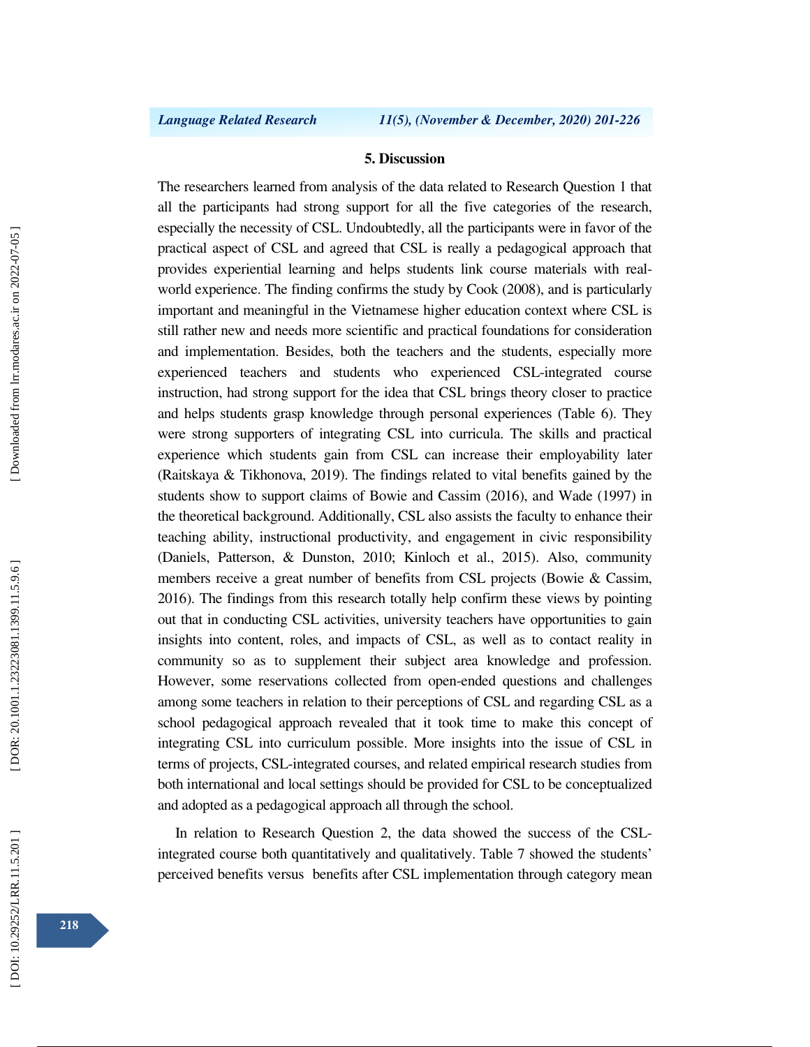## 5. Discussion

The researchers learned from analysis of the data related to Research Question 1 that all the participants had strong support for all the five categories of the research, especially the necessity of CSL. Undoubtedly, all the participants were in favor of the practical aspect of CSL and agreed that CSL is really a pedagogical approach that provides experiential learning and helps students link course materials with real-world experience. The finding confirms the study by Cook (2008), and is particularly important and meaningful in the Vietnamese higher education context where CSL is still rather new and needs more scientific and practical foundations for consideration and implementation. Besides, both the teachers and the students, especially more experienced teachers and students who experienced CSL-integrated course instruction, had strong support for the idea that CSL brings theory closer to practice and helps students grasp knowledge through personal experiences (Table 6). They were strong supporters of integrating CSL into curricula. The skills and practical experience which students gain from CSL can increase their employability later (Raitskaya & Tikhonova, 2019). The findings related to vital benefits gained by the students show to support claims of Bowie and Cassim (2016), and Wade (1997) in the theoretical background. Additionally, CSL also assists the faculty to enhance their teaching ability, instructional productivity, and engagement in civic responsibility (Daniels, Patterson, & Dunston, 2010; Kinloch et al., 2015). Also, community members receive a great number of benefits from CSL projects (Bowie & Cassim, 2016). The findings from this research totally help confirm these views by pointing out that in conducting CSL activities, university teachers have opportunities to gain insights into content, roles, and impacts of CSL, as well as to contact reality in community so as to supplement their subject area knowledge and profession. However, some reservations collected from open-ended questions and challenges among some teachers in relation to their perceptions of CSL and regarding CSL as a school pedagogical approach revealed that it took time to make this concept of integrating CSL into curriculum possible. More insights into the issue of CSL in terms of projects, CSL-integrated courses, and related empirical research studies from both international and local settings should be provided for CSL to be conceptualized and adopted as a pedagogical approach all through the school.

In relation to Research Question 2, the data showed the success of the CSL-integrated course both quantitatively and qualitatively. Table 7 showed the students' perceived benefits versus benefits after CSL implementation through category mean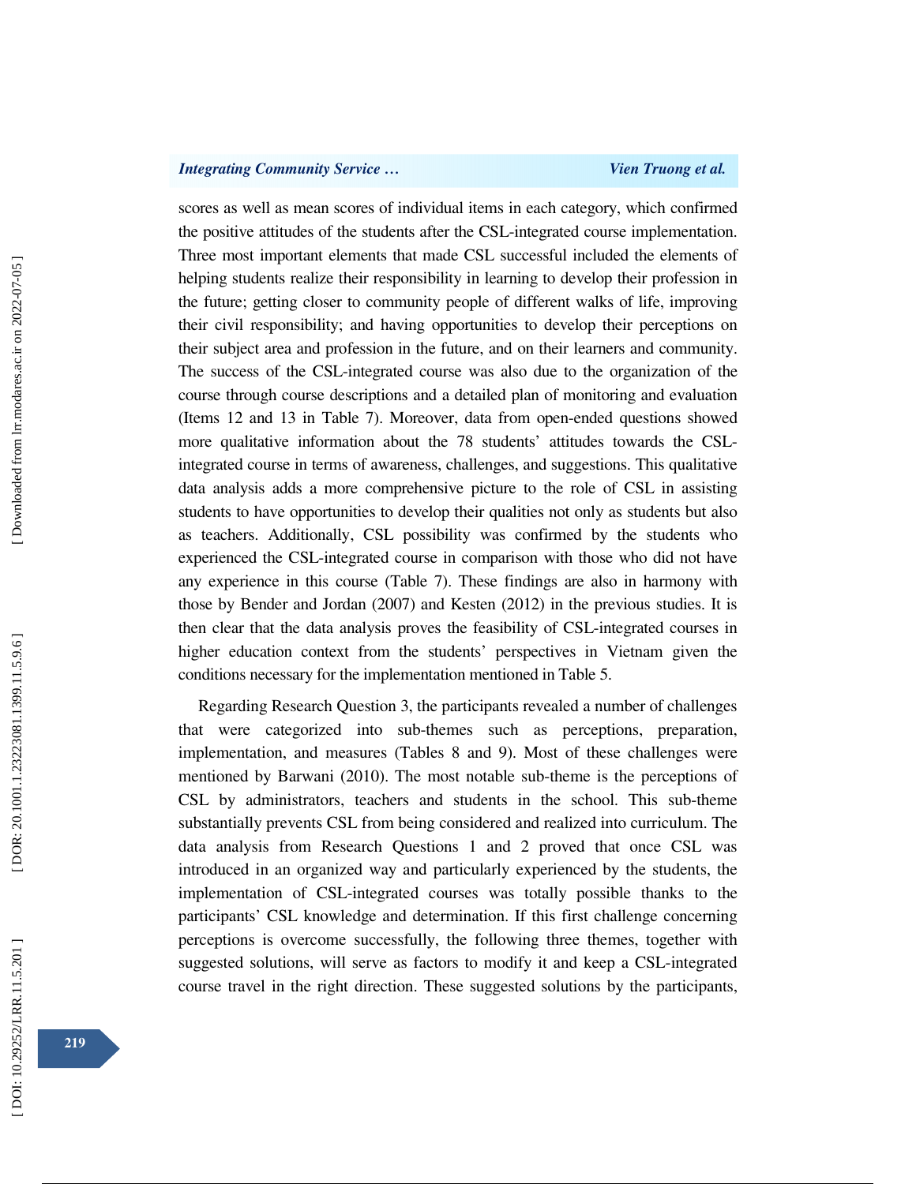scores as well as mean scores of individual items in each category, which confirmed the positive attitudes of the students after the CSL-integrated course implementation. Three most important elements that made CSL successful included the elements of helping students realize their responsibility in learning to develop their profession in the future; getting closer to community people of different walks of life, improving their civil responsibility; and having opportunities to develop their perceptions on their subject area and profession in the future, and on their learners and community. The success of the CSL-integrated course was also due to the organization of the course through course descriptions and a detailed plan of monitoring and evaluation (Items 12 and 13 in Table 7). Moreover, data from open-ended questions showed more qualitative information about the 78 students' attitudes towards the CSL-integrated course in terms of awareness, challenges, and suggestions. This qualitative data analysis adds a more comprehensive picture to the role of CSL in assisting students to have opportunities to develop their qualities not only as students but also as teachers. Additionally, CSL possibility was confirmed by the students who experienced the CSL-integrated course in comparison with those who did not have any experience in this course (Table 7). These findings are also in harmony with those by Bender and Jordan (2007) and Kesten (2012) in the previous studies. It is then clear that the data analysis proves the feasibility of CSL-integrated courses in higher education context from the students' perspectives in Vietnam given the conditions necessary for the implementation mentioned in Table 5.

Regarding Research Question 3, the participants revealed a number of challenges that were categorized into sub-themes such as perceptions, preparation, implementation, and measures (Tables 8 and 9). Most of these challenges were mentioned by Barwani (2010). The most notable sub-theme is the perceptions of CSL by administrators, teachers and students in the school. This sub-theme substantially prevents CSL from being considered and realized into curriculum. The data analysis from Research Questions 1 and 2 proved that once CSL was introduced in an organized way and particularly experienced by the students, the implementation of CSL-integrated courses was totally possible thanks to the participants' CSL knowledge and determination. If this first challenge concerning perceptions is overcome successfully, the following three themes, together with suggested solutions, will serve as factors to modify it and keep a CSL-integrated course travel in the right direction. These suggested solutions by the participants,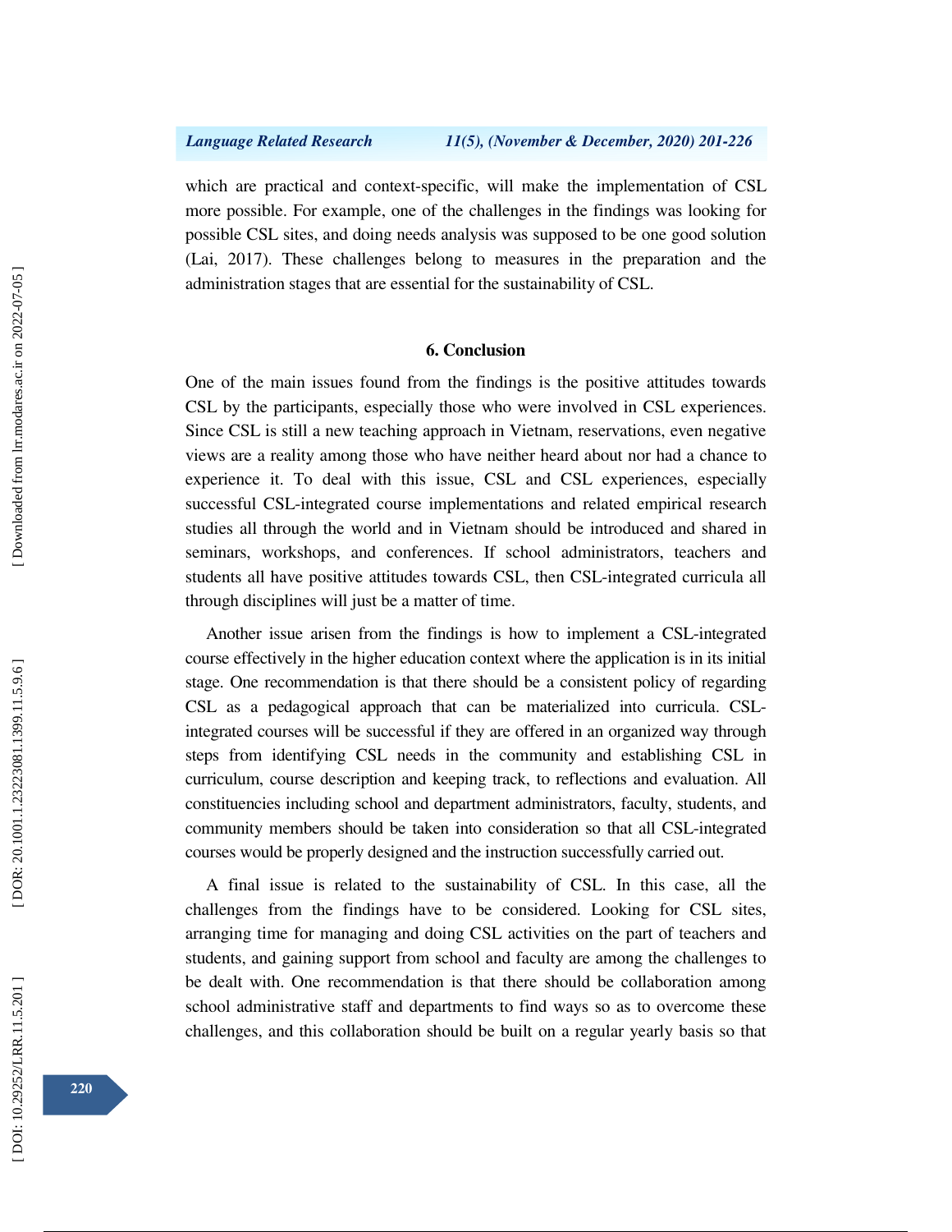which are practical and context-specific, will make the implementation of CSL more possible. For example, one of the challenges in the findings was looking for possible CSL sites, and doing needs analysis was supposed to be one good solution (Lai, 2017). These challenges belong to measures in the preparation and the administration stages that are essential for the sustainability of CSL.

## 6. Conclusion

One of the main issues found from the findings is the positive attitudes towards CSL by the participants, especially those who were involved in CSL experiences. Since CSL is still a new teaching approach in Vietnam, reservations, even negative views are a reality among those who have neither heard about nor had a chance to experience it. To deal with this issue, CSL and CSL experiences, especially successful CSL-integrated course implementations and related empirical research studies all through the world and in Vietnam should be introduced and shared in seminars, workshops, and conferences. If school administrators, teachers and students all have positive attitudes towards CSL, then CSL-integrated curricula all through disciplines will just be a matter of time.

Another issue arisen from the findings is how to implement a CSL-integrated course effectively in the higher education context where the application is in its initial stage. One recommendation is that there should be a consistent policy of regarding CSL as a pedagogical approach that can be materialized into curricula. CSL-integrated courses will be successful if they are offered in an organized way through steps from identifying CSL needs in the community and establishing CSL in curriculum, course description and keeping track, to reflections and evaluation. All constituencies including school and department administrators, faculty, students, and community members should be taken into consideration so that all CSL-integrated courses would be properly designed and the instruction successfully carried out.

A final issue is related to the sustainability of CSL. In this case, all the challenges from the findings have to be considered. Looking for CSL sites, arranging time for managing and doing CSL activities on the part of teachers and students, and gaining support from school and faculty are among the challenges to be dealt with. One recommendation is that there should be collaboration among school administrative staff and departments to find ways so as to overcome these challenges, and this collaboration should be built on a regular yearly basis so that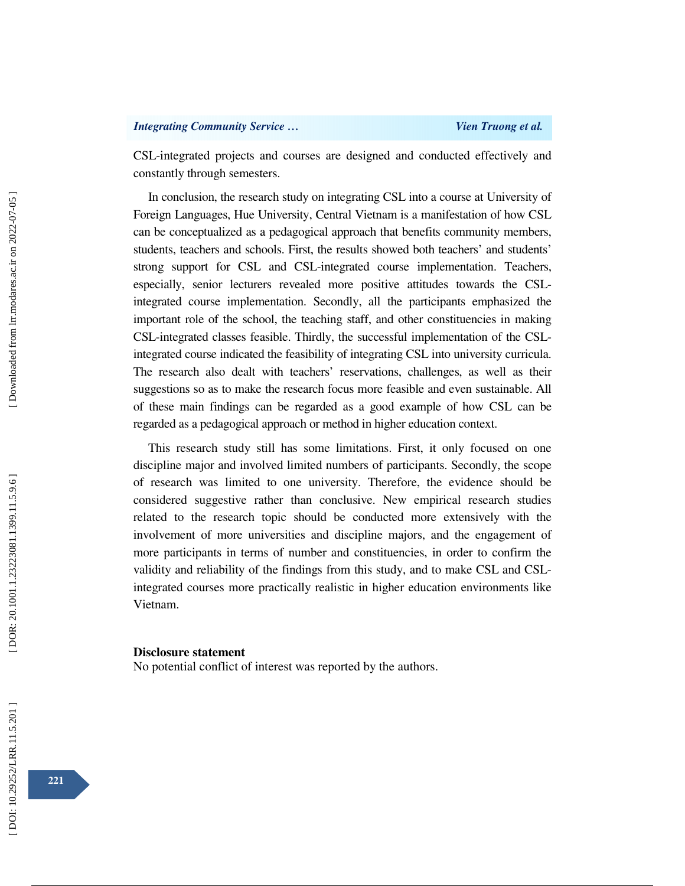CSL-integrated projects and courses are designed and conducted effectively and constantly through semesters.

In conclusion, the research study on integrating CSL into a course at University of Foreign Languages, Hue University, Central Vietnam is a manifestation of how CSL can be conceptualized as a pedagogical approach that benefits community members, students, teachers and schools. First, the results showed both teachers' and students' strong support for CSL and CSL-integrated course implementation. Teachers, especially, senior lecturers revealed more positive attitudes towards the CSL-integrated course implementation. Secondly, all the participants emphasized the important role of the school, the teaching staff, and other constituencies in making CSL-integrated classes feasible. Thirdly, the successful implementation of the CSL-integrated course indicated the feasibility of integrating CSL into university curricula. The research also dealt with teachers' reservations, challenges, as well as their suggestions so as to make the research focus more feasible and even sustainable. All of these main findings can be regarded as a good example of how CSL can be regarded as a pedagogical approach or method in higher education context.

This research study still has some limitations. First, it only focused on one discipline major and involved limited numbers of participants. Secondly, the scope of research was limited to one university. Therefore, the evidence should be considered suggestive rather than conclusive. New empirical research studies related to the research topic should be conducted more extensively with the involvement of more universities and discipline majors, and the engagement of more participants in terms of number and constituencies, in order to confirm the validity and reliability of the findings from this study, and to make CSL and CSL-integrated courses more practically realistic in higher education environments like Vietnam.

**Disclosure statement**

No potential conflict of interest was reported by the authors.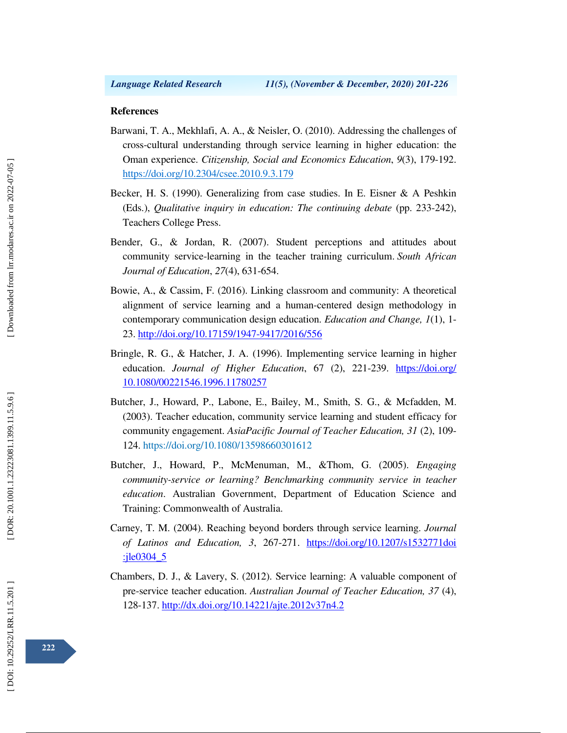## References

Barwani, T. A., Mekhlafi, A. A., & Neisler, O. (2010). Addressing the challenges of cross-cultural understanding through service learning in higher education: the Oman experience. *Citizenship, Social and Economics Education*, *9*(3), 179-192. https://doi.org/10.2304/csee.2010.9.3.179

Becker, H. S. (1990). Generalizing from case studies. In E. Eisner & A Peshkin (Eds.), *Qualitative inquiry in education: The continuing debate* (pp. 233-242), Teachers College Press.

Bender, G., & Jordan, R. (2007). Student perceptions and attitudes about community service-learning in the teacher training curriculum. *South African Journal of Education*, *27*(4), 631-654.

Bowie, A., & Cassim, F. (2016). Linking classroom and community: A theoretical alignment of service learning and a human-centered design methodology in contemporary communication design education. *Education and Change, 1*(1), 1-23. http://doi.org/10.17159/1947-9417/2016/556

Bringle, R. G., & Hatcher, J. A. (1996). Implementing service learning in higher education. *Journal of Higher Education*, 67 (2), 221-239. https://doi.org/10.1080/00221546.1996.11780257

Butcher, J., Howard, P., Labone, E., Bailey, M., Smith, S. G., & Mcfadden, M. (2003). Teacher education, community service learning and student efficacy for community engagement. *AsiaPacific Journal of Teacher Education, 31* (2), 109-124. https://doi.org/10.1080/13598660301612

Butcher, J., Howard, P., McMenuman, M., &Thom, G. (2005). *Engaging community-service or learning? Benchmarking community service in teacher education*. Australian Government, Department of Education Science and Training: Commonwealth of Australia.

Carney, T. M. (2004). Reaching beyond borders through service learning. *Journal of Latinos and Education, 3*, 267-271. https://doi.org/10.1207/s1532771doi:jle0304_5

Chambers, D. J., & Lavery, S. (2012). Service learning: A valuable component of pre-service teacher education. *Australian Journal of Teacher Education, 37* (4), 128-137. http://dx.doi.org/10.14221/ajte.2012v37n4.2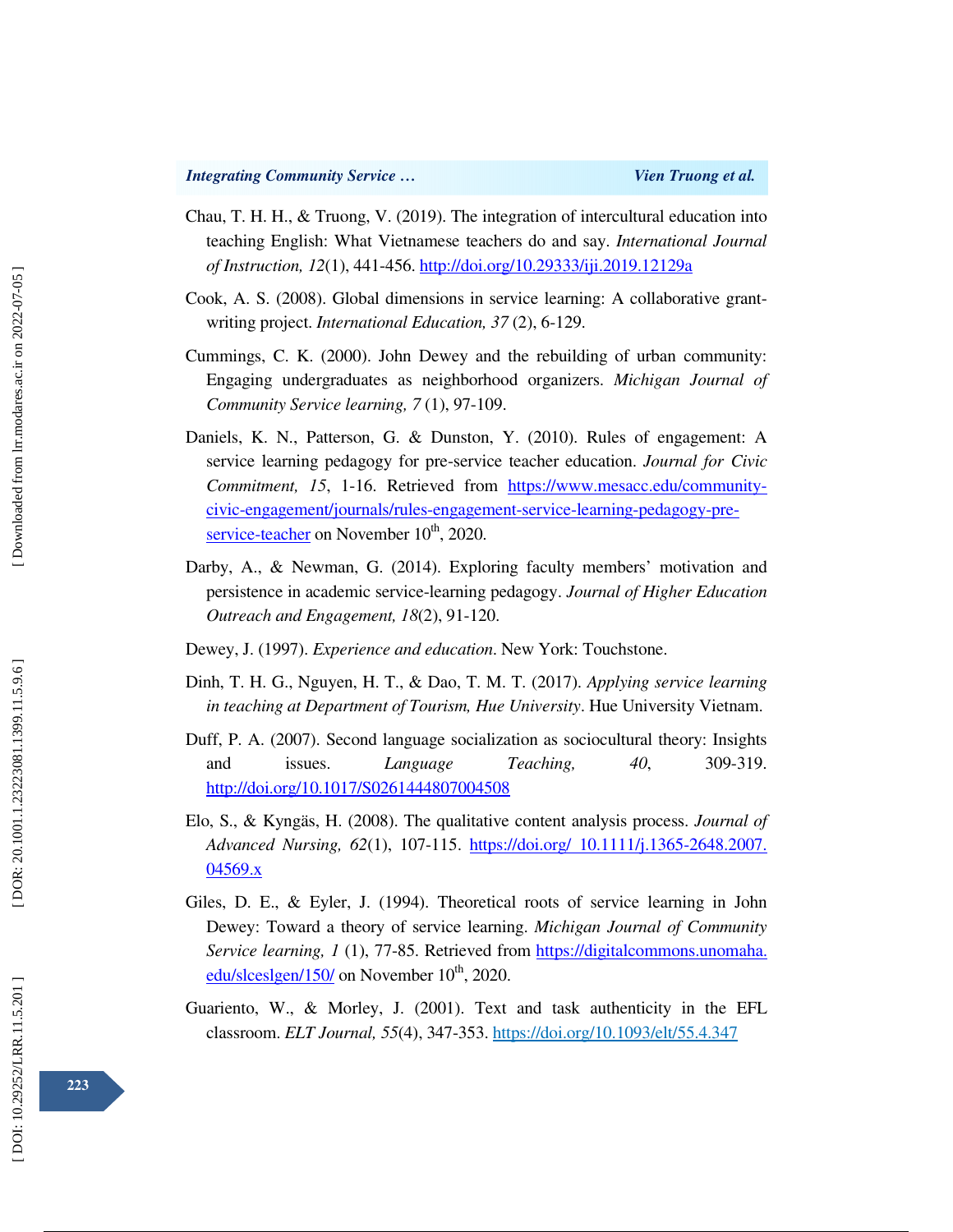Chau, T. H. H., & Truong, V. (2019). The integration of intercultural education into teaching English: What Vietnamese teachers do and say. *International Journal of Instruction, 12*(1), 441-456. http://doi.org/10.29333/iji.2019.12129a

Cook, A. S. (2008). Global dimensions in service learning: A collaborative grant-writing project. *International Education, 37* (2), 6-129.

Cummings, C. K. (2000). John Dewey and the rebuilding of urban community: Engaging undergraduates as neighborhood organizers. *Michigan Journal of Community Service learning, 7* (1), 97-109.

Daniels, K. N., Patterson, G. & Dunston, Y. (2010). Rules of engagement: A service learning pedagogy for pre-service teacher education. *Journal for Civic Commitment, 15*, 1-16. Retrieved from https://www.mesacc.edu/community-civic-engagement/journals/rules-engagement-service-learning-pedagogy-pre-service-teacher on November 10th, 2020.

Darby, A., & Newman, G. (2014). Exploring faculty members' motivation and persistence in academic service-learning pedagogy. *Journal of Higher Education Outreach and Engagement, 18*(2), 91-120.

Dewey, J. (1997). *Experience and education*. New York: Touchstone.

Dinh, T. H. G., Nguyen, H. T., & Dao, T. M. T. (2017). *Applying service learning in teaching at Department of Tourism, Hue University*. Hue University Vietnam.

Duff, P. A. (2007). Second language socialization as sociocultural theory: Insights and issues. *Language Teaching, 40*, 309-319. http://doi.org/10.1017/S0261444807004508

Elo, S., & Kyngäs, H. (2008). The qualitative content analysis process. *Journal of Advanced Nursing, 62*(1), 107-115. https://doi.org/ 10.1111/j.1365-2648.2007.04569.x

Giles, D. E., & Eyler, J. (1994). Theoretical roots of service learning in John Dewey: Toward a theory of service learning. *Michigan Journal of Community Service learning, 1* (1), 77-85. Retrieved from https://digitalcommons.unomaha.edu/slceslgen/150/ on November 10th, 2020.

Guariento, W., & Morley, J. (2001). Text and task authenticity in the EFL classroom. *ELT Journal, 55*(4), 347-353. https://doi.org/10.1093/elt/55.4.347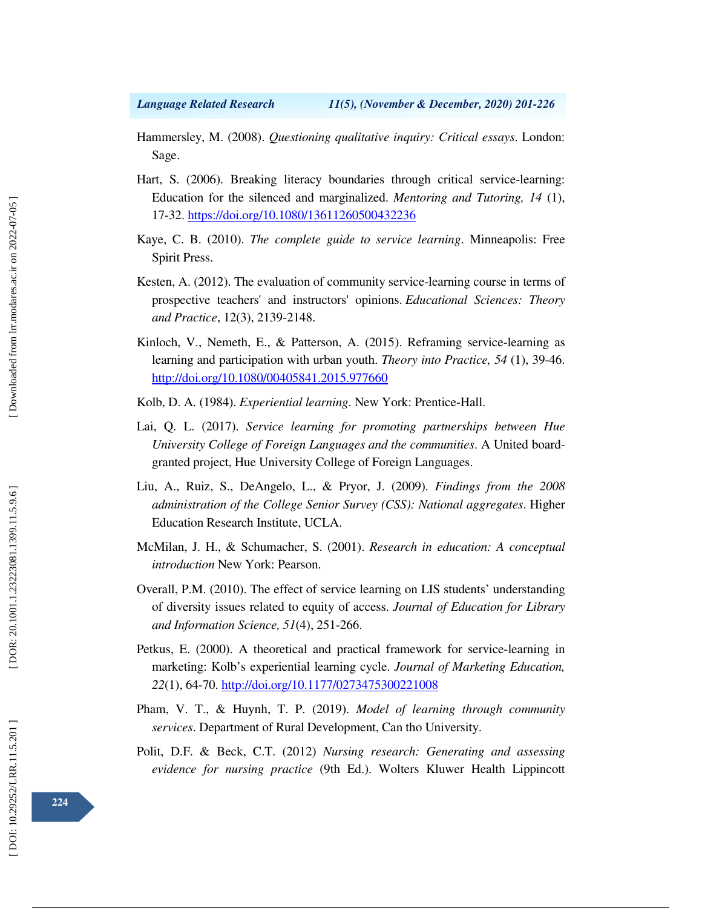Hammersley, M. (2008). *Questioning qualitative inquiry: Critical essays*. London: Sage.

Hart, S. (2006). Breaking literacy boundaries through critical service-learning: Education for the silenced and marginalized. *Mentoring and Tutoring, 14* (1), 17-32. https://doi.org/10.1080/13611260500432236

Kaye, C. B. (2010). *The complete guide to service learning*. Minneapolis: Free Spirit Press.

Kesten, A. (2012). The evaluation of community service-learning course in terms of prospective teachers' and instructors' opinions. *Educational Sciences: Theory and Practice*, 12(3), 2139-2148.

Kinloch, V., Nemeth, E., & Patterson, A. (2015). Reframing service-learning as learning and participation with urban youth. *Theory into Practice, 54* (1), 39-46. http://doi.org/10.1080/00405841.2015.977660

Kolb, D. A. (1984). *Experiential learning*. New York: Prentice-Hall.

Lai, Q. L. (2017). *Service learning for promoting partnerships between Hue University College of Foreign Languages and the communities*. A United board-granted project, Hue University College of Foreign Languages.

Liu, A., Ruiz, S., DeAngelo, L., & Pryor, J. (2009). *Findings from the 2008 administration of the College Senior Survey (CSS): National aggregates*. Higher Education Research Institute, UCLA.

McMilan, J. H., & Schumacher, S. (2001). *Research in education: A conceptual introduction* New York: Pearson.

Overall, P.M. (2010). The effect of service learning on LIS students' understanding of diversity issues related to equity of access. *Journal of Education for Library and Information Science, 51*(4), 251-266.

Petkus, E. (2000). A theoretical and practical framework for service-learning in marketing: Kolb's experiential learning cycle. *Journal of Marketing Education, 22*(1), 64-70. http://doi.org/10.1177/0273475300221008

Pham, V. T., & Huynh, T. P. (2019). *Model of learning through community services*. Department of Rural Development, Can tho University.

Polit, D.F. & Beck, C.T. (2012) *Nursing research: Generating and assessing evidence for nursing practice* (9th Ed.). Wolters Kluwer Health Lippincott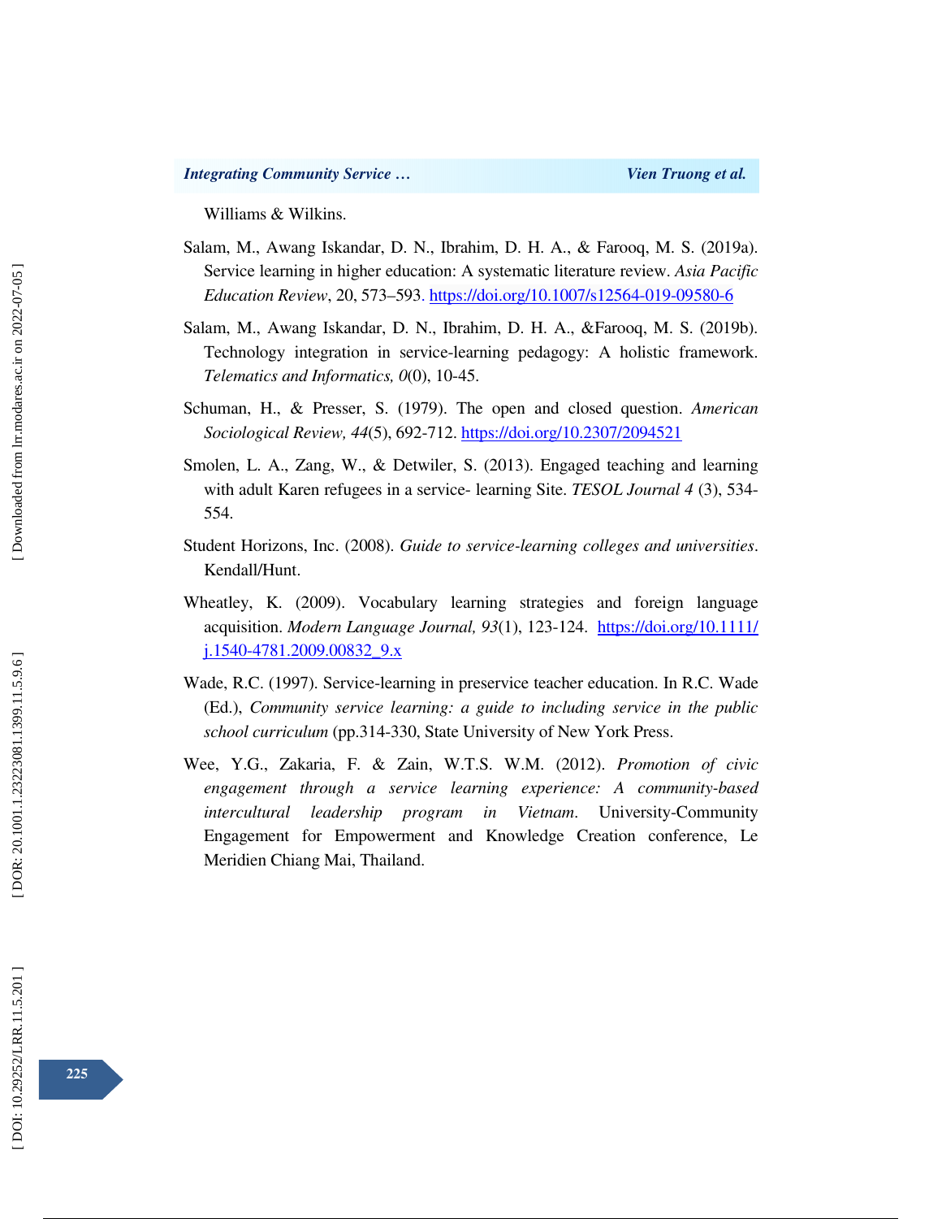Williams & Wilkins.

Salam, M., Awang Iskandar, D. N., Ibrahim, D. H. A., & Farooq, M. S. (2019a). Service learning in higher education: A systematic literature review. *Asia Pacific Education Review*, 20, 573–593. https://doi.org/10.1007/s12564-019-09580-6

Salam, M., Awang Iskandar, D. N., Ibrahim, D. H. A., &Farooq, M. S. (2019b). Technology integration in service-learning pedagogy: A holistic framework. *Telematics and Informatics, 0*(0), 10-45.

Schuman, H., & Presser, S. (1979). The open and closed question. *American Sociological Review, 44*(5), 692-712. https://doi.org/10.2307/2094521

Smolen, L. A., Zang, W., & Detwiler, S. (2013). Engaged teaching and learning with adult Karen refugees in a service- learning Site. *TESOL Journal 4* (3), 534-554.

Student Horizons, Inc. (2008). *Guide to service-learning colleges and universities*. Kendall/Hunt.

Wheatley, K. (2009). Vocabulary learning strategies and foreign language acquisition. *Modern Language Journal, 93*(1), 123-124. https://doi.org/10.1111/j.1540-4781.2009.00832_9.x

Wade, R.C. (1997). Service-learning in preservice teacher education. In R.C. Wade (Ed.), *Community service learning: a guide to including service in the public school curriculum* (pp.314-330, State University of New York Press.

Wee, Y.G., Zakaria, F. & Zain, W.T.S. W.M. (2012). *Promotion of civic engagement through a service learning experience: A community-based intercultural leadership program in Vietnam*. University-Community Engagement for Empowerment and Knowledge Creation conference, Le Meridien Chiang Mai, Thailand.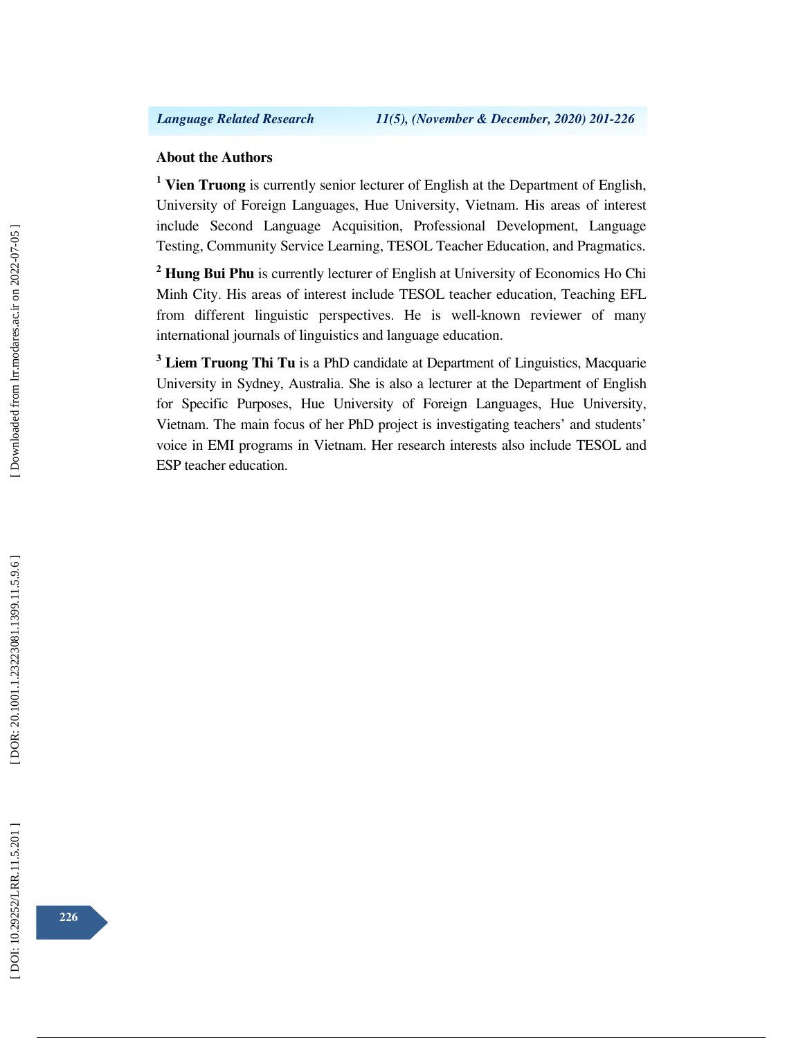## About the Authors

[1] **Vien Truong** is currently senior lecturer of English at the Department of English, University of Foreign Languages, Hue University, Vietnam. His areas of interest include Second Language Acquisition, Professional Development, Language Testing, Community Service Learning, TESOL Teacher Education, and Pragmatics.

[2] **Hung Bui Phu** is currently lecturer of English at University of Economics Ho Chi Minh City. His areas of interest include TESOL teacher education, Teaching EFL from different linguistic perspectives. He is well-known reviewer of many international journals of linguistics and language education.

[3] **Liem Truong Thi Tu** is a PhD candidate at Department of Linguistics, Macquarie University in Sydney, Australia. She is also a lecturer at the Department of English for Specific Purposes, Hue University of Foreign Languages, Hue University, Vietnam. The main focus of her PhD project is investigating teachers' and students' voice in EMI programs in Vietnam. Her research interests also include TESOL and ESP teacher education.